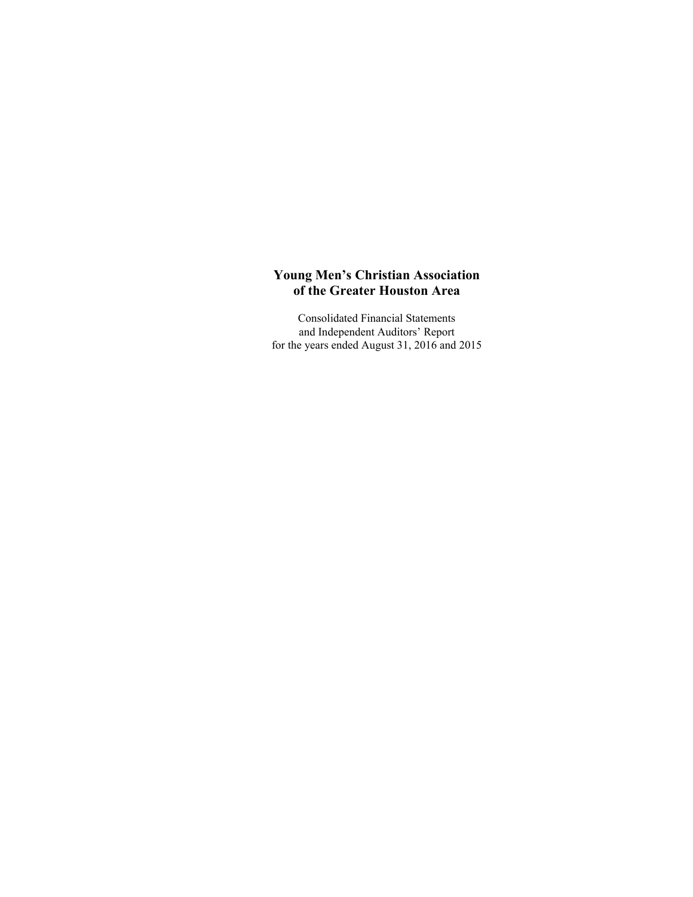# Young Men's Christian Association of the Greater Houston Area

Consolidated Financial Statements
and Independent Auditors' Report
for the years ended August 31, 2016 and 2015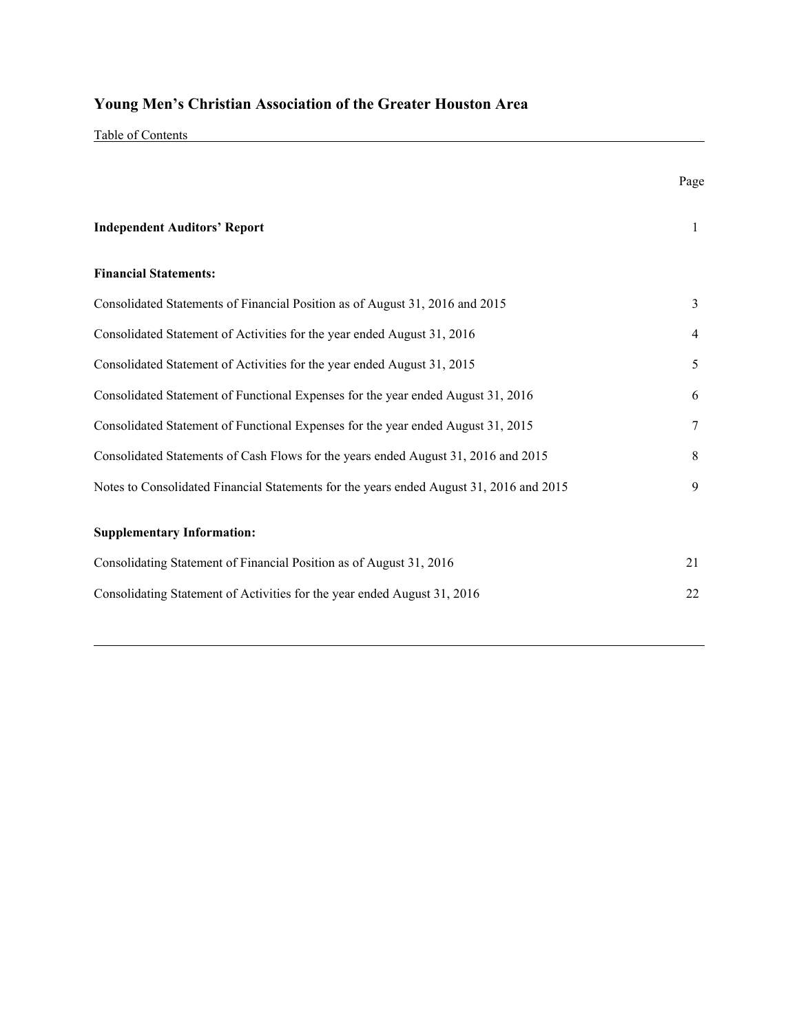# Young Men's Christian Association of the Greater Houston Area

Table of Contents

| | Page |
|---|---|
| **Independent Auditors' Report** | 1 |
| **Financial Statements:** | |
| Consolidated Statements of Financial Position as of August 31, 2016 and 2015 | 3 |
| Consolidated Statement of Activities for the year ended August 31, 2016 | 4 |
| Consolidated Statement of Activities for the year ended August 31, 2015 | 5 |
| Consolidated Statement of Functional Expenses for the year ended August 31, 2016 | 6 |
| Consolidated Statement of Functional Expenses for the year ended August 31, 2015 | 7 |
| Consolidated Statements of Cash Flows for the years ended August 31, 2016 and 2015 | 8 |
| Notes to Consolidated Financial Statements for the years ended August 31, 2016 and 2015 | 9 |
| **Supplementary Information:** | |
| Consolidating Statement of Financial Position as of August 31, 2016 | 21 |
| Consolidating Statement of Activities for the year ended August 31, 2016 | 22 |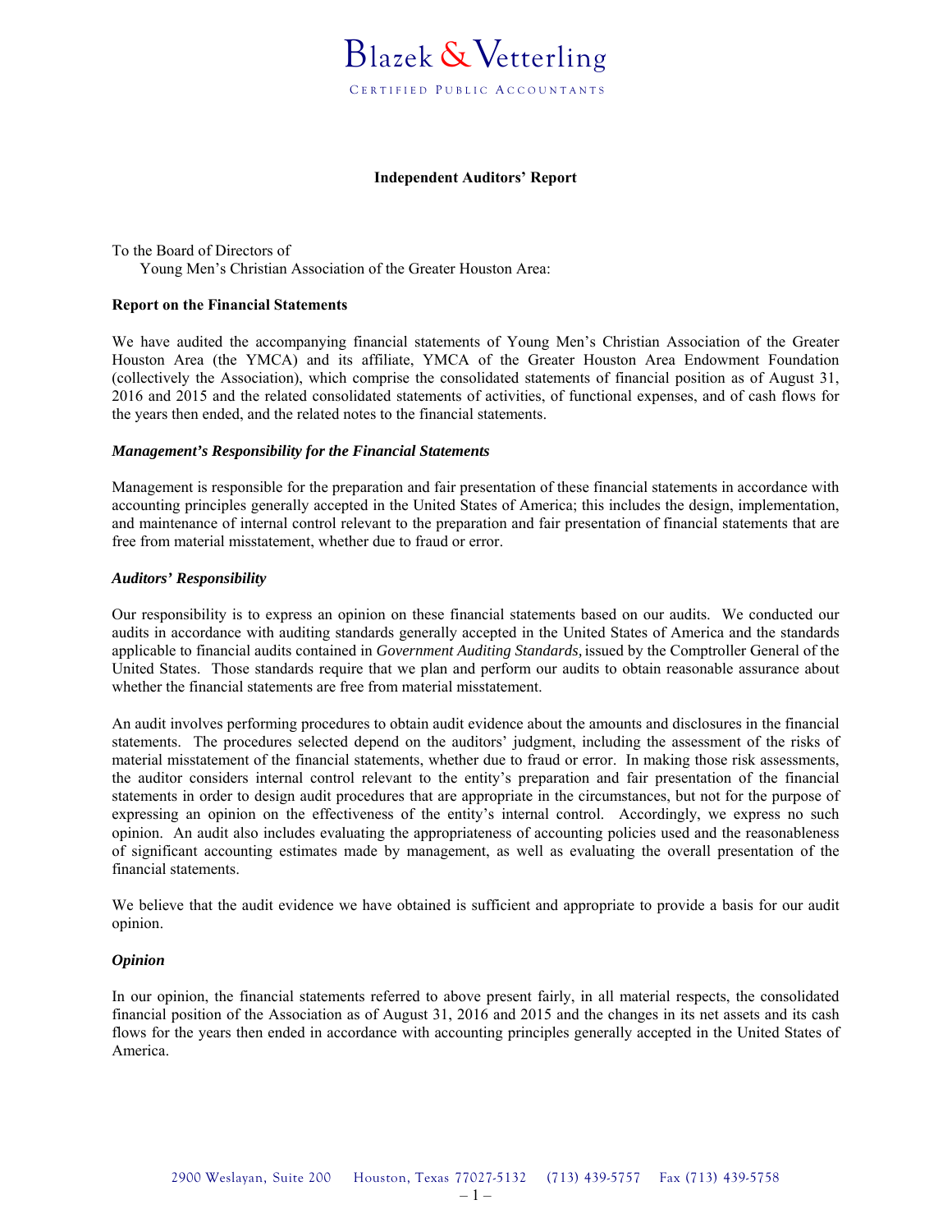Blazek & Vetterling

CERTIFIED PUBLIC ACCOUNTANTS

**Independent Auditors' Report**

To the Board of Directors of
Young Men's Christian Association of the Greater Houston Area:

**Report on the Financial Statements**

We have audited the accompanying financial statements of Young Men's Christian Association of the Greater Houston Area (the YMCA) and its affiliate, YMCA of the Greater Houston Area Endowment Foundation (collectively the Association), which comprise the consolidated statements of financial position as of August 31, 2016 and 2015 and the related consolidated statements of activities, of functional expenses, and of cash flows for the years then ended, and the related notes to the financial statements.

***Management's Responsibility for the Financial Statements***

Management is responsible for the preparation and fair presentation of these financial statements in accordance with accounting principles generally accepted in the United States of America; this includes the design, implementation, and maintenance of internal control relevant to the preparation and fair presentation of financial statements that are free from material misstatement, whether due to fraud or error.

***Auditors' Responsibility***

Our responsibility is to express an opinion on these financial statements based on our audits. We conducted our audits in accordance with auditing standards generally accepted in the United States of America and the standards applicable to financial audits contained in *Government Auditing Standards,* issued by the Comptroller General of the United States. Those standards require that we plan and perform our audits to obtain reasonable assurance about whether the financial statements are free from material misstatement.

An audit involves performing procedures to obtain audit evidence about the amounts and disclosures in the financial statements. The procedures selected depend on the auditors' judgment, including the assessment of the risks of material misstatement of the financial statements, whether due to fraud or error. In making those risk assessments, the auditor considers internal control relevant to the entity's preparation and fair presentation of the financial statements in order to design audit procedures that are appropriate in the circumstances, but not for the purpose of expressing an opinion on the effectiveness of the entity's internal control. Accordingly, we express no such opinion. An audit also includes evaluating the appropriateness of accounting policies used and the reasonableness of significant accounting estimates made by management, as well as evaluating the overall presentation of the financial statements.

We believe that the audit evidence we have obtained is sufficient and appropriate to provide a basis for our audit opinion.

***Opinion***

In our opinion, the financial statements referred to above present fairly, in all material respects, the consolidated financial position of the Association as of August 31, 2016 and 2015 and the changes in its net assets and its cash flows for the years then ended in accordance with accounting principles generally accepted in the United States of America.

2900 Weslayan, Suite 200 Houston, Texas 77027-5132 (713) 439-5757 Fax (713) 439-5758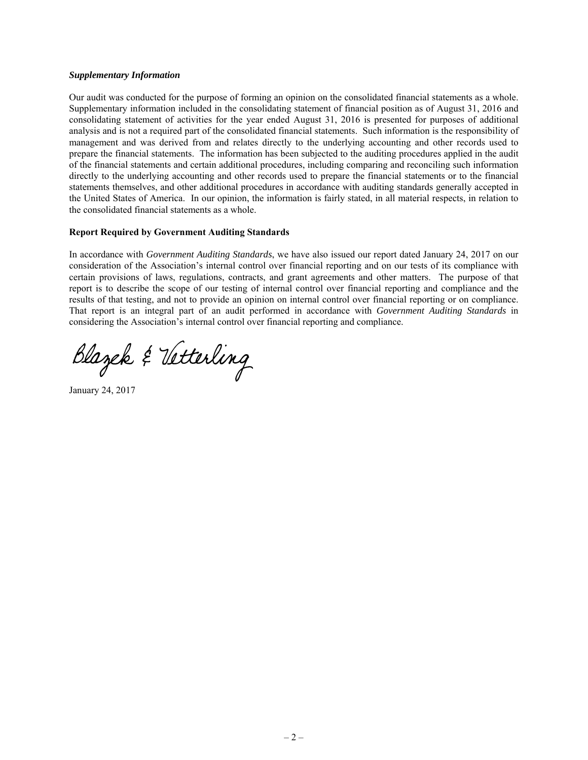***Supplementary Information***

Our audit was conducted for the purpose of forming an opinion on the consolidated financial statements as a whole. Supplementary information included in the consolidating statement of financial position as of August 31, 2016 and consolidating statement of activities for the year ended August 31, 2016 is presented for purposes of additional analysis and is not a required part of the consolidated financial statements. Such information is the responsibility of management and was derived from and relates directly to the underlying accounting and other records used to prepare the financial statements. The information has been subjected to the auditing procedures applied in the audit of the financial statements and certain additional procedures, including comparing and reconciling such information directly to the underlying accounting and other records used to prepare the financial statements or to the financial statements themselves, and other additional procedures in accordance with auditing standards generally accepted in the United States of America. In our opinion, the information is fairly stated, in all material respects, in relation to the consolidated financial statements as a whole.

**Report Required by Government Auditing Standards**

In accordance with *Government Auditing Standards*, we have also issued our report dated January 24, 2017 on our consideration of the Association's internal control over financial reporting and on our tests of its compliance with certain provisions of laws, regulations, contracts, and grant agreements and other matters. The purpose of that report is to describe the scope of our testing of internal control over financial reporting and compliance and the results of that testing, and not to provide an opinion on internal control over financial reporting or on compliance. That report is an integral part of an audit performed in accordance with *Government Auditing Standards* in considering the Association's internal control over financial reporting and compliance.

Blazek & Vetterling

January 24, 2017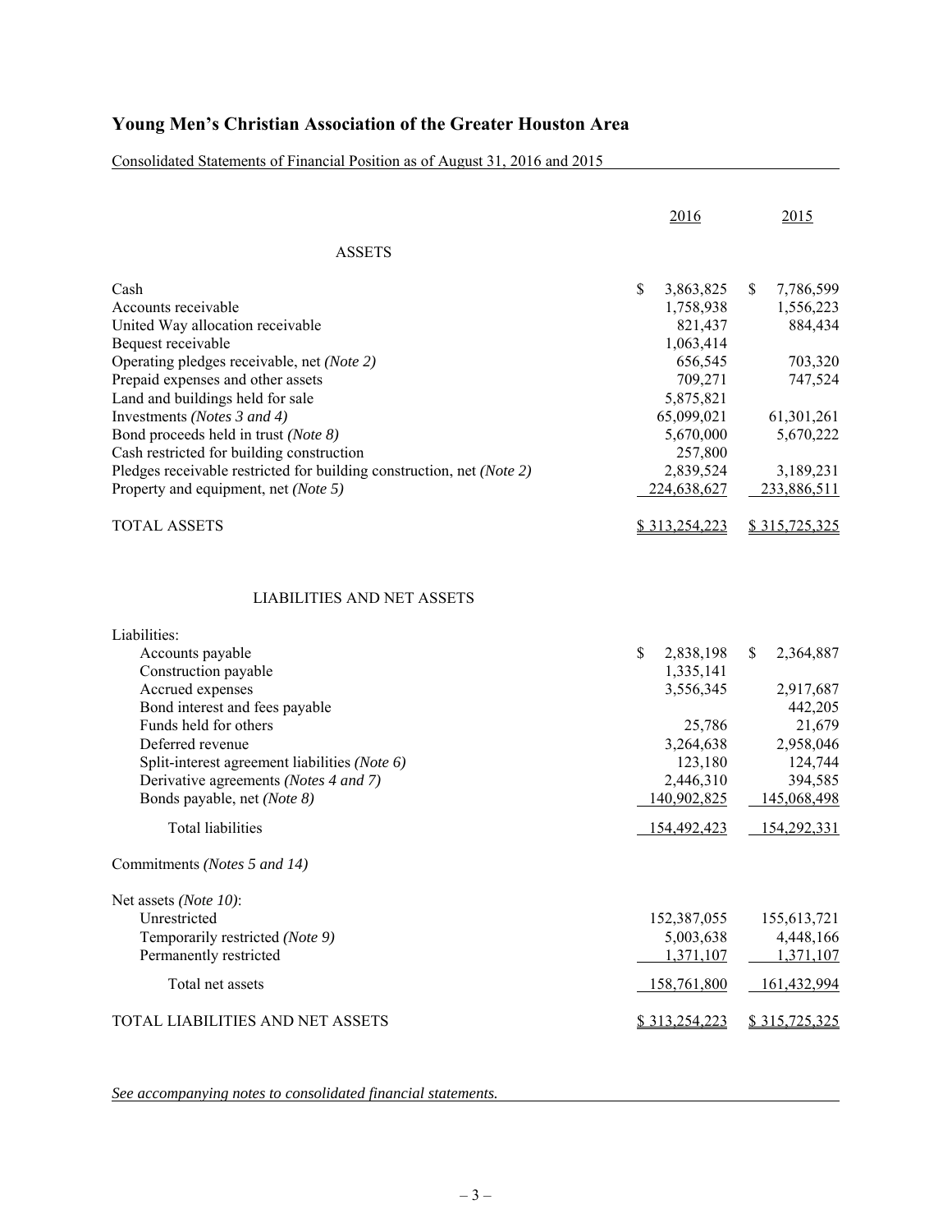# Young Men's Christian Association of the Greater Houston Area

Consolidated Statements of Financial Position as of August 31, 2016 and 2015

| | 2016 | 2015 |
|---|---|---|
| **ASSETS** | | |
| Cash | $ 3,863,825 | $ 7,786,599 |
| Accounts receivable | 1,758,938 | 1,556,223 |
| United Way allocation receivable | 821,437 | 884,434 |
| Bequest receivable | 1,063,414 | |
| Operating pledges receivable, net *(Note 2)* | 656,545 | 703,320 |
| Prepaid expenses and other assets | 709,271 | 747,524 |
| Land and buildings held for sale | 5,875,821 | |
| Investments *(Notes 3 and 4)* | 65,099,021 | 61,301,261 |
| Bond proceeds held in trust *(Note 8)* | 5,670,000 | 5,670,222 |
| Cash restricted for building construction | 257,800 | |
| Pledges receivable restricted for building construction, net *(Note 2)* | 2,839,524 | 3,189,231 |
| Property and equipment, net *(Note 5)* | 224,638,627 | 233,886,511 |
| TOTAL ASSETS | $ 313,254,223 | $ 315,725,325 |
| **LIABILITIES AND NET ASSETS** | | |
| Liabilities: | | |
| Accounts payable | $ 2,838,198 | $ 2,364,887 |
| Construction payable | 1,335,141 | |
| Accrued expenses | 3,556,345 | 2,917,687 |
| Bond interest and fees payable | | 442,205 |
| Funds held for others | 25,786 | 21,679 |
| Deferred revenue | 3,264,638 | 2,958,046 |
| Split-interest agreement liabilities *(Note 6)* | 123,180 | 124,744 |
| Derivative agreements *(Notes 4 and 7)* | 2,446,310 | 394,585 |
| Bonds payable, net *(Note 8)* | 140,902,825 | 145,068,498 |
| Total liabilities | 154,492,423 | 154,292,331 |
| Commitments *(Notes 5 and 14)* | | |
| Net assets *(Note 10)*: | | |
| Unrestricted | 152,387,055 | 155,613,721 |
| Temporarily restricted *(Note 9)* | 5,003,638 | 4,448,166 |
| Permanently restricted | 1,371,107 | 1,371,107 |
| Total net assets | 158,761,800 | 161,432,994 |
| TOTAL LIABILITIES AND NET ASSETS | $ 313,254,223 | $ 315,725,325 |

*See accompanying notes to consolidated financial statements.*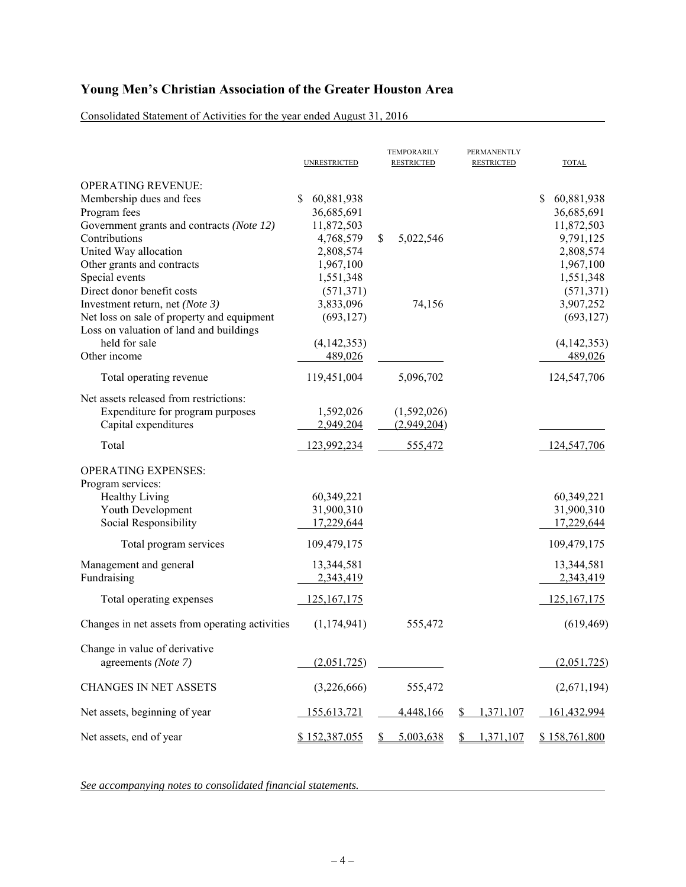# Young Men's Christian Association of the Greater Houston Area

Consolidated Statement of Activities for the year ended August 31, 2016

| | UNRESTRICTED | TEMPORARILY RESTRICTED | PERMANENTLY RESTRICTED | TOTAL |
|---|---|---|---|---|
| OPERATING REVENUE: | | | | |
| Membership dues and fees | $ 60,881,938 | | | $ 60,881,938 |
| Program fees | 36,685,691 | | | 36,685,691 |
| Government grants and contracts *(Note 12)* | 11,872,503 | | | 11,872,503 |
| Contributions | 4,768,579 | $ 5,022,546 | | 9,791,125 |
| United Way allocation | 2,808,574 | | | 2,808,574 |
| Other grants and contracts | 1,967,100 | | | 1,967,100 |
| Special events | 1,551,348 | | | 1,551,348 |
| Direct donor benefit costs | (571,371) | | | (571,371) |
| Investment return, net *(Note 3)* | 3,833,096 | 74,156 | | 3,907,252 |
| Net loss on sale of property and equipment | (693,127) | | | (693,127) |
| Loss on valuation of land and buildings held for sale | (4,142,353) | | | (4,142,353) |
| Other income | 489,026 | | | 489,026 |
| Total operating revenue | 119,451,004 | 5,096,702 | | 124,547,706 |
| Net assets released from restrictions: | | | | |
| Expenditure for program purposes | 1,592,026 | (1,592,026) | | |
| Capital expenditures | 2,949,204 | (2,949,204) | | |
| Total | 123,992,234 | 555,472 | | 124,547,706 |
| OPERATING EXPENSES: | | | | |
| Program services: | | | | |
| Healthy Living | 60,349,221 | | | 60,349,221 |
| Youth Development | 31,900,310 | | | 31,900,310 |
| Social Responsibility | 17,229,644 | | | 17,229,644 |
| Total program services | 109,479,175 | | | 109,479,175 |
| Management and general | 13,344,581 | | | 13,344,581 |
| Fundraising | 2,343,419 | | | 2,343,419 |
| Total operating expenses | 125,167,175 | | | 125,167,175 |
| Changes in net assets from operating activities | (1,174,941) | 555,472 | | (619,469) |
| Change in value of derivative agreements *(Note 7)* | (2,051,725) | | | (2,051,725) |
| CHANGES IN NET ASSETS | (3,226,666) | 555,472 | | (2,671,194) |
| Net assets, beginning of year | 155,613,721 | 4,448,166 | $ 1,371,107 | 161,432,994 |
| Net assets, end of year | $ 152,387,055 | $ 5,003,638 | $ 1,371,107 | $ 158,761,800 |

*See accompanying notes to consolidated financial statements.*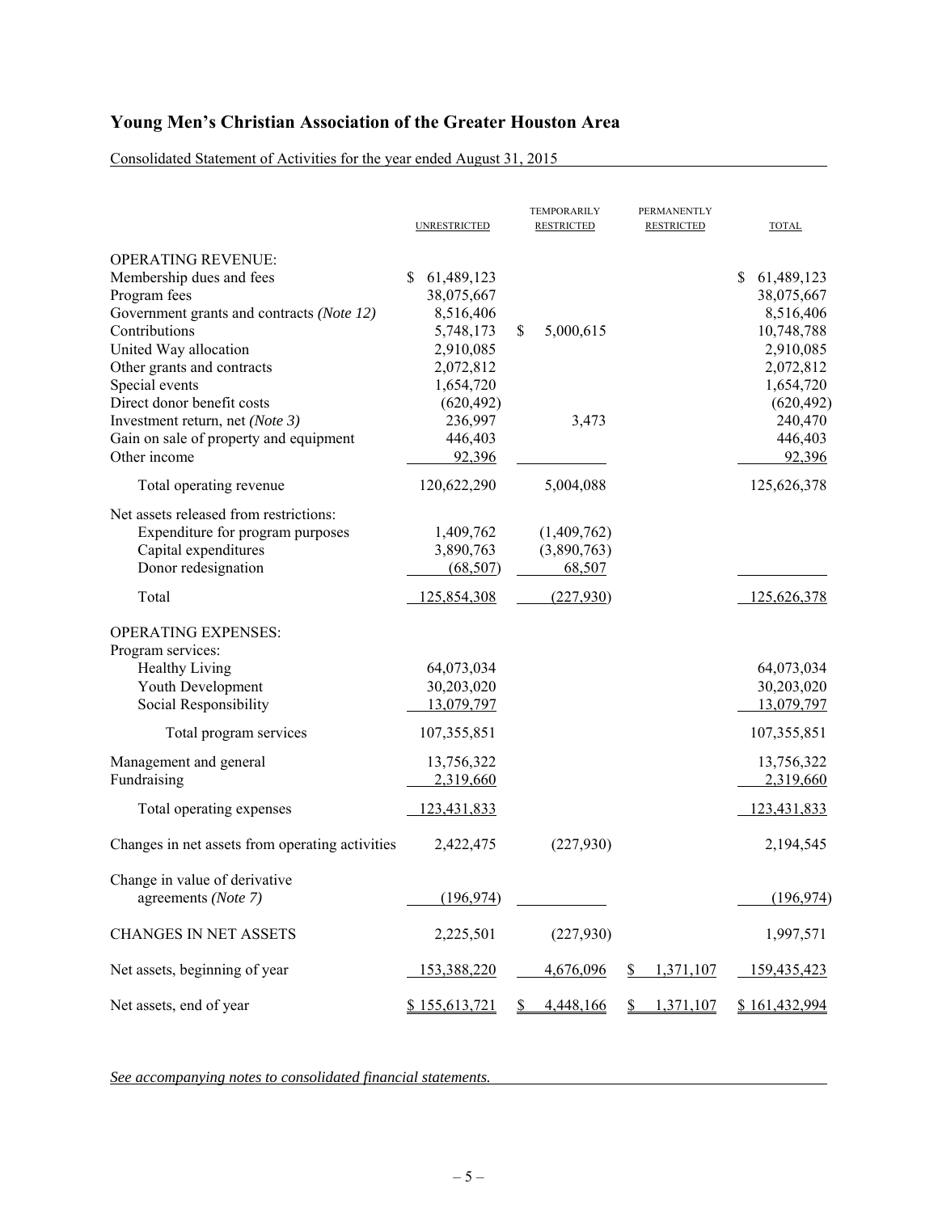# Young Men's Christian Association of the Greater Houston Area

Consolidated Statement of Activities for the year ended August 31, 2015

| | UNRESTRICTED | TEMPORARILY RESTRICTED | PERMANENTLY RESTRICTED | TOTAL |
|---|---|---|---|---|
| OPERATING REVENUE: | | | | |
| Membership dues and fees | $ 61,489,123 | | | $ 61,489,123 |
| Program fees | 38,075,667 | | | 38,075,667 |
| Government grants and contracts *(Note 12)* | 8,516,406 | | | 8,516,406 |
| Contributions | 5,748,173 | $ 5,000,615 | | 10,748,788 |
| United Way allocation | 2,910,085 | | | 2,910,085 |
| Other grants and contracts | 2,072,812 | | | 2,072,812 |
| Special events | 1,654,720 | | | 1,654,720 |
| Direct donor benefit costs | (620,492) | | | (620,492) |
| Investment return, net *(Note 3)* | 236,997 | 3,473 | | 240,470 |
| Gain on sale of property and equipment | 446,403 | | | 446,403 |
| Other income | 92,396 | | | 92,396 |
| Total operating revenue | 120,622,290 | 5,004,088 | | 125,626,378 |
| Net assets released from restrictions: | | | | |
| Expenditure for program purposes | 1,409,762 | (1,409,762) | | |
| Capital expenditures | 3,890,763 | (3,890,763) | | |
| Donor redesignation | (68,507) | 68,507 | | |
| Total | 125,854,308 | (227,930) | | 125,626,378 |
| OPERATING EXPENSES: | | | | |
| Program services: | | | | |
| Healthy Living | 64,073,034 | | | 64,073,034 |
| Youth Development | 30,203,020 | | | 30,203,020 |
| Social Responsibility | 13,079,797 | | | 13,079,797 |
| Total program services | 107,355,851 | | | 107,355,851 |
| Management and general | 13,756,322 | | | 13,756,322 |
| Fundraising | 2,319,660 | | | 2,319,660 |
| Total operating expenses | 123,431,833 | | | 123,431,833 |
| Changes in net assets from operating activities | 2,422,475 | (227,930) | | 2,194,545 |
| Change in value of derivative agreements *(Note 7)* | (196,974) | | | (196,974) |
| CHANGES IN NET ASSETS | 2,225,501 | (227,930) | | 1,997,571 |
| Net assets, beginning of year | 153,388,220 | 4,676,096 | $ 1,371,107 | 159,435,423 |
| Net assets, end of year | $ 155,613,721 | $ 4,448,166 | $ 1,371,107 | $ 161,432,994 |

*See accompanying notes to consolidated financial statements.*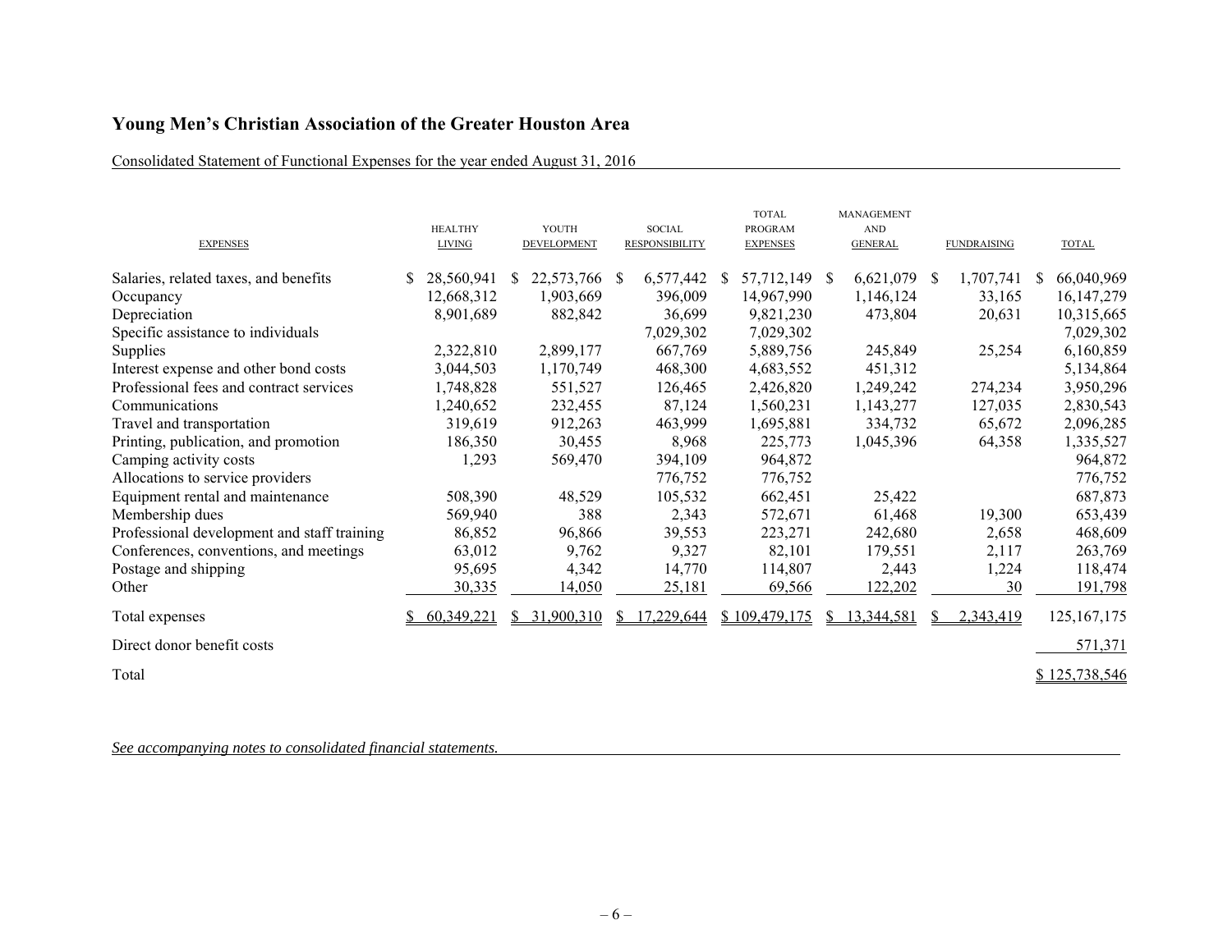# Young Men's Christian Association of the Greater Houston Area

Consolidated Statement of Functional Expenses for the year ended August 31, 2016

| EXPENSES | HEALTHY LIVING | YOUTH DEVELOPMENT | SOCIAL RESPONSIBILITY | TOTAL PROGRAM EXPENSES | MANAGEMENT AND GENERAL | FUNDRAISING | TOTAL |
|---|---|---|---|---|---|---|---|
| Salaries, related taxes, and benefits | $ 28,560,941 | $ 22,573,766 | $ 6,577,442 | $ 57,712,149 | $ 6,621,079 | $ 1,707,741 | $ 66,040,969 |
| Occupancy | 12,668,312 | 1,903,669 | 396,009 | 14,967,990 | 1,146,124 | 33,165 | 16,147,279 |
| Depreciation | 8,901,689 | 882,842 | 36,699 | 9,821,230 | 473,804 | 20,631 | 10,315,665 |
| Specific assistance to individuals | | | 7,029,302 | 7,029,302 | | | 7,029,302 |
| Supplies | 2,322,810 | 2,899,177 | 667,769 | 5,889,756 | 245,849 | 25,254 | 6,160,859 |
| Interest expense and other bond costs | 3,044,503 | 1,170,749 | 468,300 | 4,683,552 | 451,312 | | 5,134,864 |
| Professional fees and contract services | 1,748,828 | 551,527 | 126,465 | 2,426,820 | 1,249,242 | 274,234 | 3,950,296 |
| Communications | 1,240,652 | 232,455 | 87,124 | 1,560,231 | 1,143,277 | 127,035 | 2,830,543 |
| Travel and transportation | 319,619 | 912,263 | 463,999 | 1,695,881 | 334,732 | 65,672 | 2,096,285 |
| Printing, publication, and promotion | 186,350 | 30,455 | 8,968 | 225,773 | 1,045,396 | 64,358 | 1,335,527 |
| Camping activity costs | 1,293 | 569,470 | 394,109 | 964,872 | | | 964,872 |
| Allocations to service providers | | | 776,752 | 776,752 | | | 776,752 |
| Equipment rental and maintenance | 508,390 | 48,529 | 105,532 | 662,451 | 25,422 | | 687,873 |
| Membership dues | 569,940 | 388 | 2,343 | 572,671 | 61,468 | 19,300 | 653,439 |
| Professional development and staff training | 86,852 | 96,866 | 39,553 | 223,271 | 242,680 | 2,658 | 468,609 |
| Conferences, conventions, and meetings | 63,012 | 9,762 | 9,327 | 82,101 | 179,551 | 2,117 | 263,769 |
| Postage and shipping | 95,695 | 4,342 | 14,770 | 114,807 | 2,443 | 1,224 | 118,474 |
| Other | 30,335 | 14,050 | 25,181 | 69,566 | 122,202 | 30 | 191,798 |
| Total expenses | $ 60,349,221 | $ 31,900,310 | $ 17,229,644 | $ 109,479,175 | $ 13,344,581 | $ 2,343,419 | 125,167,175 |
| Direct donor benefit costs | | | | | | | 571,371 |
| Total | | | | | | | $ 125,738,546 |

*See accompanying notes to consolidated financial statements.*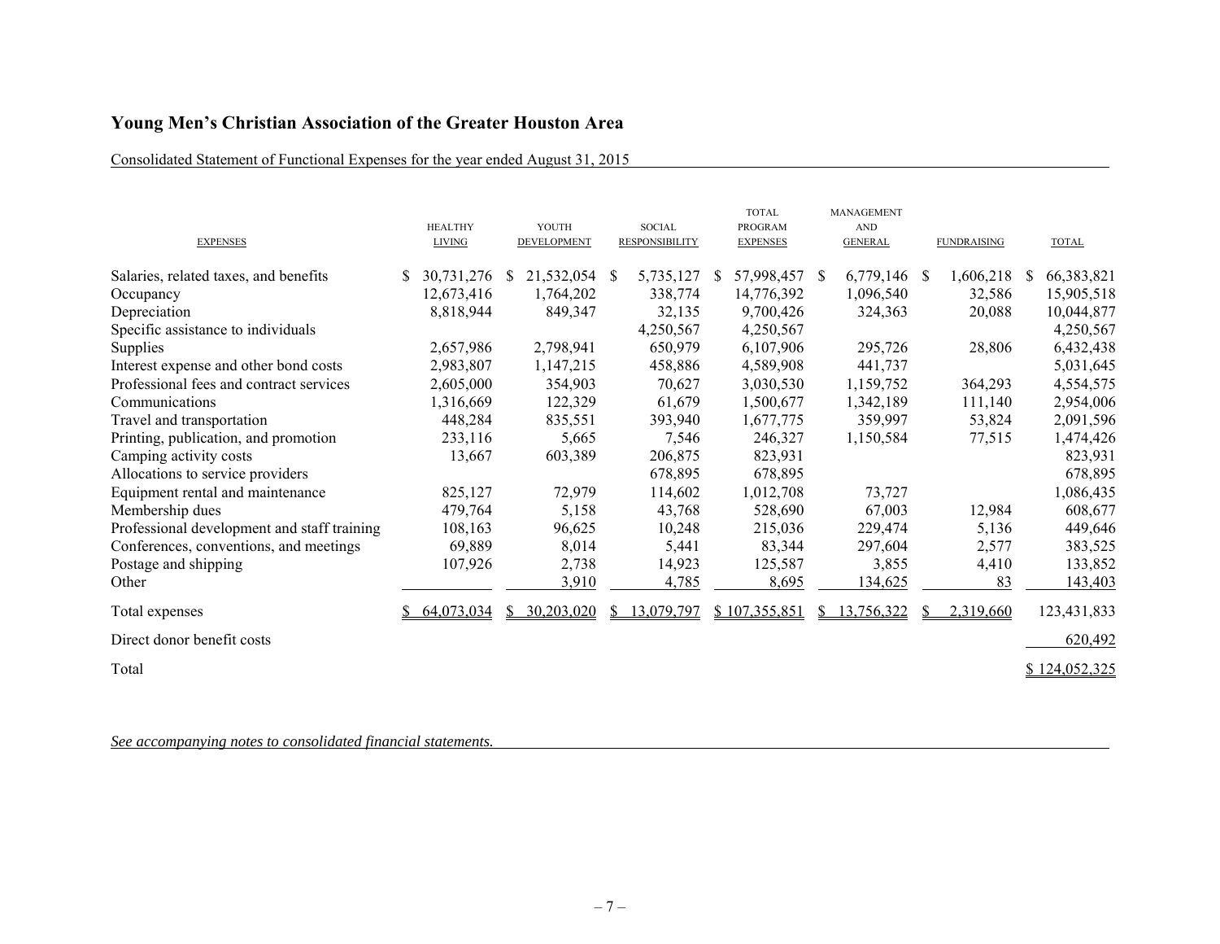# Young Men's Christian Association of the Greater Houston Area

Consolidated Statement of Functional Expenses for the year ended August 31, 2015

| EXPENSES | HEALTHY LIVING | YOUTH DEVELOPMENT | SOCIAL RESPONSIBILITY | TOTAL PROGRAM EXPENSES | MANAGEMENT AND GENERAL | FUNDRAISING | TOTAL |
|---|---|---|---|---|---|---|---|
| Salaries, related taxes, and benefits | $ 30,731,276 | $ 21,532,054 | $ 5,735,127 | $ 57,998,457 | $ 6,779,146 | $ 1,606,218 | $ 66,383,821 |
| Occupancy | 12,673,416 | 1,764,202 | 338,774 | 14,776,392 | 1,096,540 | 32,586 | 15,905,518 |
| Depreciation | 8,818,944 | 849,347 | 32,135 | 9,700,426 | 324,363 | 20,088 | 10,044,877 |
| Specific assistance to individuals | | | 4,250,567 | 4,250,567 | | | 4,250,567 |
| Supplies | 2,657,986 | 2,798,941 | 650,979 | 6,107,906 | 295,726 | 28,806 | 6,432,438 |
| Interest expense and other bond costs | 2,983,807 | 1,147,215 | 458,886 | 4,589,908 | 441,737 | | 5,031,645 |
| Professional fees and contract services | 2,605,000 | 354,903 | 70,627 | 3,030,530 | 1,159,752 | 364,293 | 4,554,575 |
| Communications | 1,316,669 | 122,329 | 61,679 | 1,500,677 | 1,342,189 | 111,140 | 2,954,006 |
| Travel and transportation | 448,284 | 835,551 | 393,940 | 1,677,775 | 359,997 | 53,824 | 2,091,596 |
| Printing, publication, and promotion | 233,116 | 5,665 | 7,546 | 246,327 | 1,150,584 | 77,515 | 1,474,426 |
| Camping activity costs | 13,667 | 603,389 | 206,875 | 823,931 | | | 823,931 |
| Allocations to service providers | | | 678,895 | 678,895 | | | 678,895 |
| Equipment rental and maintenance | 825,127 | 72,979 | 114,602 | 1,012,708 | 73,727 | | 1,086,435 |
| Membership dues | 479,764 | 5,158 | 43,768 | 528,690 | 67,003 | 12,984 | 608,677 |
| Professional development and staff training | 108,163 | 96,625 | 10,248 | 215,036 | 229,474 | 5,136 | 449,646 |
| Conferences, conventions, and meetings | 69,889 | 8,014 | 5,441 | 83,344 | 297,604 | 2,577 | 383,525 |
| Postage and shipping | 107,926 | 2,738 | 14,923 | 125,587 | 3,855 | 4,410 | 133,852 |
| Other | | 3,910 | 4,785 | 8,695 | 134,625 | 83 | 143,403 |
| Total expenses | $ 64,073,034 | $ 30,203,020 | $ 13,079,797 | $ 107,355,851 | $ 13,756,322 | $ 2,319,660 | 123,431,833 |
| Direct donor benefit costs | | | | | | | 620,492 |
| Total | | | | | | | $ 124,052,325 |

*See accompanying notes to consolidated financial statements.*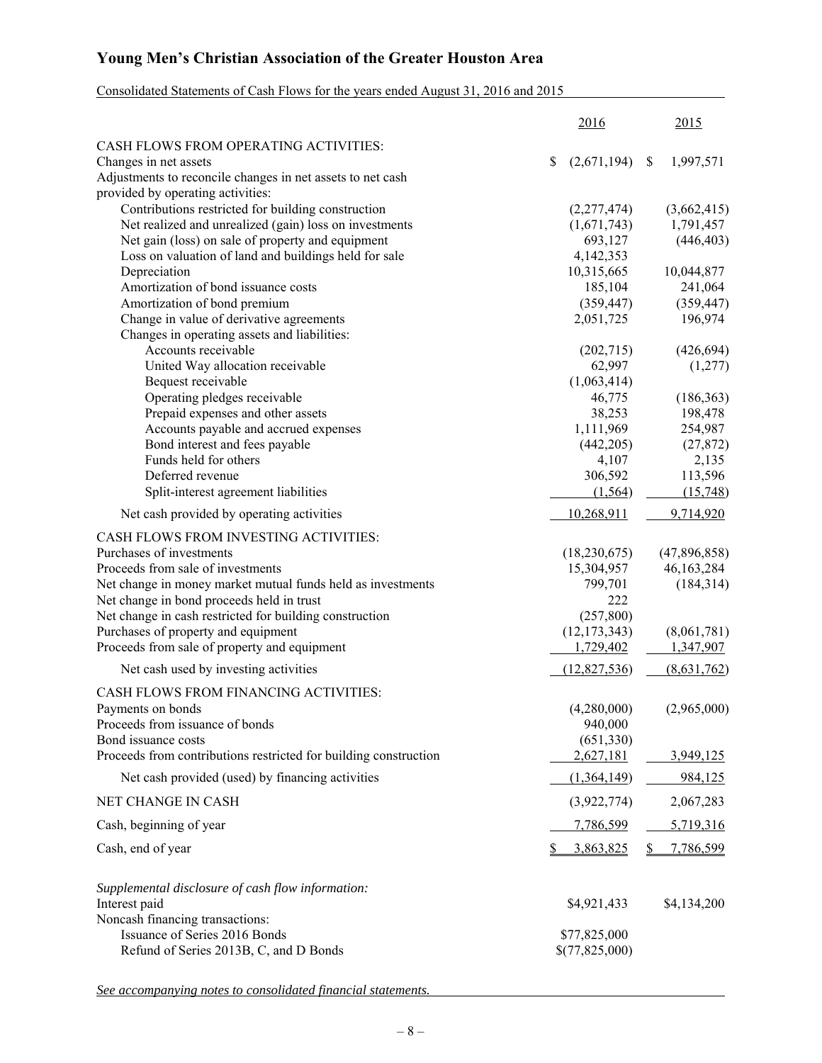# Young Men's Christian Association of the Greater Houston Area

Consolidated Statements of Cash Flows for the years ended August 31, 2016 and 2015

| | 2016 | 2015 |
|---|---|---|
| CASH FLOWS FROM OPERATING ACTIVITIES: | | |
| Changes in net assets | $ (2,671,194) | $ 1,997,571 |
| Adjustments to reconcile changes in net assets to net cash provided by operating activities: | | |
| Contributions restricted for building construction | (2,277,474) | (3,662,415) |
| Net realized and unrealized (gain) loss on investments | (1,671,743) | 1,791,457 |
| Net gain (loss) on sale of property and equipment | 693,127 | (446,403) |
| Loss on valuation of land and buildings held for sale | 4,142,353 | |
| Depreciation | 10,315,665 | 10,044,877 |
| Amortization of bond issuance costs | 185,104 | 241,064 |
| Amortization of bond premium | (359,447) | (359,447) |
| Change in value of derivative agreements | 2,051,725 | 196,974 |
| Changes in operating assets and liabilities: | | |
| Accounts receivable | (202,715) | (426,694) |
| United Way allocation receivable | 62,997 | (1,277) |
| Bequest receivable | (1,063,414) | |
| Operating pledges receivable | 46,775 | (186,363) |
| Prepaid expenses and other assets | 38,253 | 198,478 |
| Accounts payable and accrued expenses | 1,111,969 | 254,987 |
| Bond interest and fees payable | (442,205) | (27,872) |
| Funds held for others | 4,107 | 2,135 |
| Deferred revenue | 306,592 | 113,596 |
| Split-interest agreement liabilities | (1,564) | (15,748) |
| Net cash provided by operating activities | 10,268,911 | 9,714,920 |
| CASH FLOWS FROM INVESTING ACTIVITIES: | | |
| Purchases of investments | (18,230,675) | (47,896,858) |
| Proceeds from sale of investments | 15,304,957 | 46,163,284 |
| Net change in money market mutual funds held as investments | 799,701 | (184,314) |
| Net change in bond proceeds held in trust | 222 | |
| Net change in cash restricted for building construction | (257,800) | |
| Purchases of property and equipment | (12,173,343) | (8,061,781) |
| Proceeds from sale of property and equipment | 1,729,402 | 1,347,907 |
| Net cash used by investing activities | (12,827,536) | (8,631,762) |
| CASH FLOWS FROM FINANCING ACTIVITIES: | | |
| Payments on bonds | (4,280,000) | (2,965,000) |
| Proceeds from issuance of bonds | 940,000 | |
| Bond issuance costs | (651,330) | |
| Proceeds from contributions restricted for building construction | 2,627,181 | 3,949,125 |
| Net cash provided (used) by financing activities | (1,364,149) | 984,125 |
| NET CHANGE IN CASH | (3,922,774) | 2,067,283 |
| Cash, beginning of year | 7,786,599 | 5,719,316 |
| Cash, end of year | $ 3,863,825 | $ 7,786,599 |

*Supplemental disclosure of cash flow information:*

| | 2016 | 2015 |
|---|---|---|
| Interest paid | $4,921,433 | $4,134,200 |
| Noncash financing transactions: | | |
| Issuance of Series 2016 Bonds | $77,825,000 | |
| Refund of Series 2013B, C, and D Bonds | $(77,825,000) | |

*See accompanying notes to consolidated financial statements.*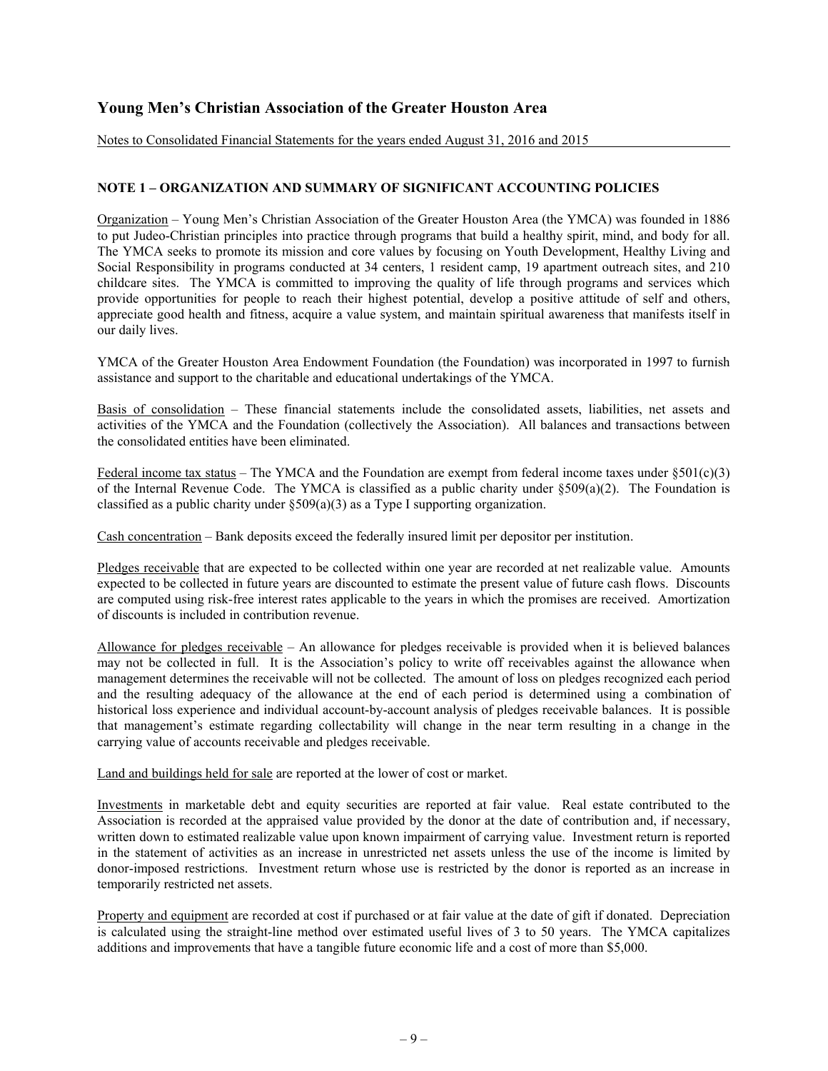## Young Men's Christian Association of the Greater Houston Area

Notes to Consolidated Financial Statements for the years ended August 31, 2016 and 2015

### NOTE 1 – ORGANIZATION AND SUMMARY OF SIGNIFICANT ACCOUNTING POLICIES

Organization – Young Men's Christian Association of the Greater Houston Area (the YMCA) was founded in 1886 to put Judeo-Christian principles into practice through programs that build a healthy spirit, mind, and body for all. The YMCA seeks to promote its mission and core values by focusing on Youth Development, Healthy Living and Social Responsibility in programs conducted at 34 centers, 1 resident camp, 19 apartment outreach sites, and 210 childcare sites. The YMCA is committed to improving the quality of life through programs and services which provide opportunities for people to reach their highest potential, develop a positive attitude of self and others, appreciate good health and fitness, acquire a value system, and maintain spiritual awareness that manifests itself in our daily lives.

YMCA of the Greater Houston Area Endowment Foundation (the Foundation) was incorporated in 1997 to furnish assistance and support to the charitable and educational undertakings of the YMCA.

Basis of consolidation – These financial statements include the consolidated assets, liabilities, net assets and activities of the YMCA and the Foundation (collectively the Association). All balances and transactions between the consolidated entities have been eliminated.

Federal income tax status – The YMCA and the Foundation are exempt from federal income taxes under §501(c)(3) of the Internal Revenue Code. The YMCA is classified as a public charity under §509(a)(2). The Foundation is classified as a public charity under §509(a)(3) as a Type I supporting organization.

Cash concentration – Bank deposits exceed the federally insured limit per depositor per institution.

Pledges receivable that are expected to be collected within one year are recorded at net realizable value. Amounts expected to be collected in future years are discounted to estimate the present value of future cash flows. Discounts are computed using risk-free interest rates applicable to the years in which the promises are received. Amortization of discounts is included in contribution revenue.

Allowance for pledges receivable – An allowance for pledges receivable is provided when it is believed balances may not be collected in full. It is the Association's policy to write off receivables against the allowance when management determines the receivable will not be collected. The amount of loss on pledges recognized each period and the resulting adequacy of the allowance at the end of each period is determined using a combination of historical loss experience and individual account-by-account analysis of pledges receivable balances. It is possible that management's estimate regarding collectability will change in the near term resulting in a change in the carrying value of accounts receivable and pledges receivable.

Land and buildings held for sale are reported at the lower of cost or market.

Investments in marketable debt and equity securities are reported at fair value. Real estate contributed to the Association is recorded at the appraised value provided by the donor at the date of contribution and, if necessary, written down to estimated realizable value upon known impairment of carrying value. Investment return is reported in the statement of activities as an increase in unrestricted net assets unless the use of the income is limited by donor-imposed restrictions. Investment return whose use is restricted by the donor is reported as an increase in temporarily restricted net assets.

Property and equipment are recorded at cost if purchased or at fair value at the date of gift if donated. Depreciation is calculated using the straight-line method over estimated useful lives of 3 to 50 years. The YMCA capitalizes additions and improvements that have a tangible future economic life and a cost of more than $5,000.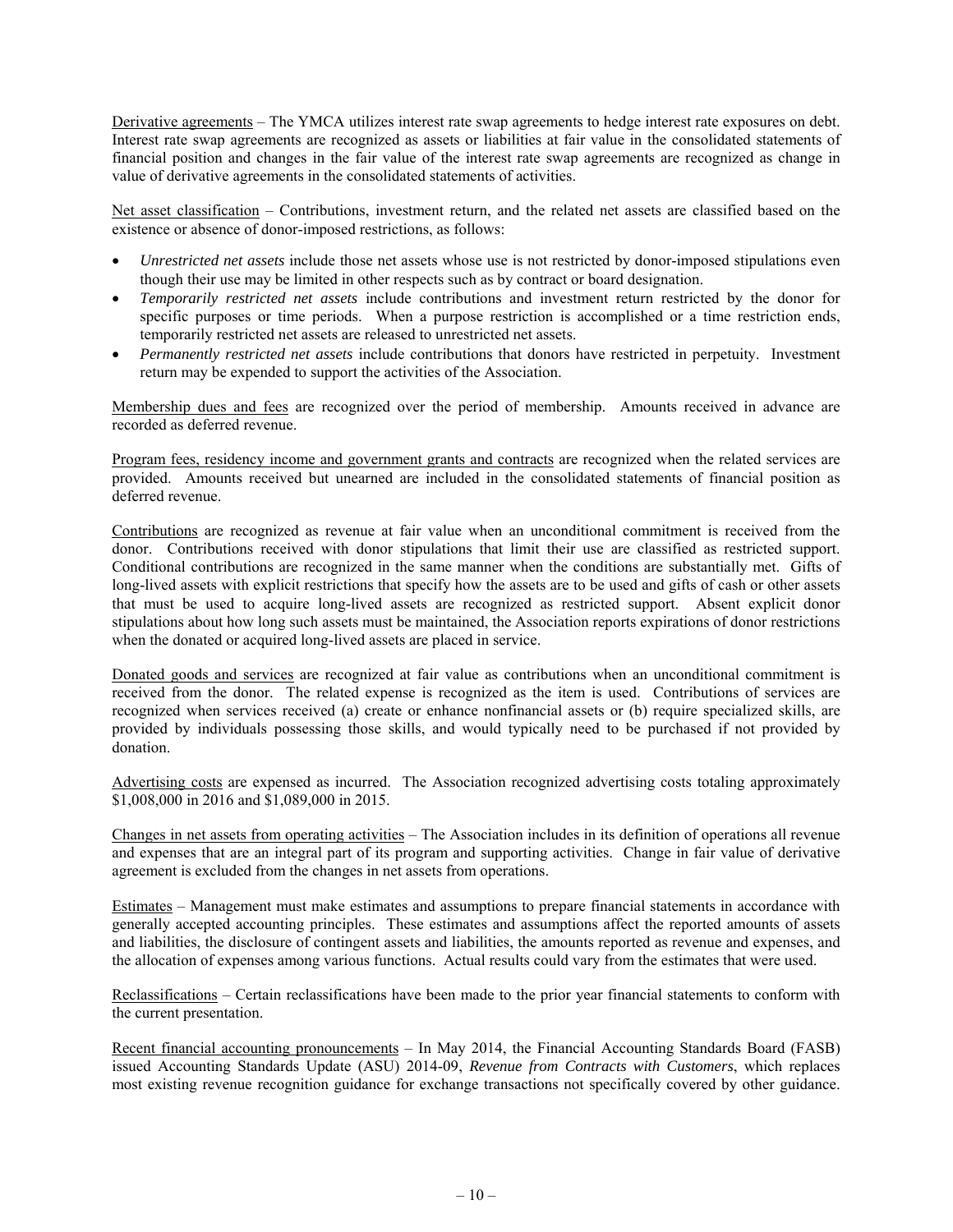Derivative agreements – The YMCA utilizes interest rate swap agreements to hedge interest rate exposures on debt. Interest rate swap agreements are recognized as assets or liabilities at fair value in the consolidated statements of financial position and changes in the fair value of the interest rate swap agreements are recognized as change in value of derivative agreements in the consolidated statements of activities.

Net asset classification – Contributions, investment return, and the related net assets are classified based on the existence or absence of donor-imposed restrictions, as follows:

- *Unrestricted net assets* include those net assets whose use is not restricted by donor-imposed stipulations even though their use may be limited in other respects such as by contract or board designation.
- *Temporarily restricted net assets* include contributions and investment return restricted by the donor for specific purposes or time periods. When a purpose restriction is accomplished or a time restriction ends, temporarily restricted net assets are released to unrestricted net assets.
- *Permanently restricted net assets* include contributions that donors have restricted in perpetuity. Investment return may be expended to support the activities of the Association.

Membership dues and fees are recognized over the period of membership. Amounts received in advance are recorded as deferred revenue.

Program fees, residency income and government grants and contracts are recognized when the related services are provided. Amounts received but unearned are included in the consolidated statements of financial position as deferred revenue.

Contributions are recognized as revenue at fair value when an unconditional commitment is received from the donor. Contributions received with donor stipulations that limit their use are classified as restricted support. Conditional contributions are recognized in the same manner when the conditions are substantially met. Gifts of long-lived assets with explicit restrictions that specify how the assets are to be used and gifts of cash or other assets that must be used to acquire long-lived assets are recognized as restricted support. Absent explicit donor stipulations about how long such assets must be maintained, the Association reports expirations of donor restrictions when the donated or acquired long-lived assets are placed in service.

Donated goods and services are recognized at fair value as contributions when an unconditional commitment is received from the donor. The related expense is recognized as the item is used. Contributions of services are recognized when services received (a) create or enhance nonfinancial assets or (b) require specialized skills, are provided by individuals possessing those skills, and would typically need to be purchased if not provided by donation.

Advertising costs are expensed as incurred. The Association recognized advertising costs totaling approximately $1,008,000 in 2016 and $1,089,000 in 2015.

Changes in net assets from operating activities – The Association includes in its definition of operations all revenue and expenses that are an integral part of its program and supporting activities. Change in fair value of derivative agreement is excluded from the changes in net assets from operations.

Estimates – Management must make estimates and assumptions to prepare financial statements in accordance with generally accepted accounting principles. These estimates and assumptions affect the reported amounts of assets and liabilities, the disclosure of contingent assets and liabilities, the amounts reported as revenue and expenses, and the allocation of expenses among various functions. Actual results could vary from the estimates that were used.

Reclassifications – Certain reclassifications have been made to the prior year financial statements to conform with the current presentation.

Recent financial accounting pronouncements – In May 2014, the Financial Accounting Standards Board (FASB) issued Accounting Standards Update (ASU) 2014-09, *Revenue from Contracts with Customers*, which replaces most existing revenue recognition guidance for exchange transactions not specifically covered by other guidance.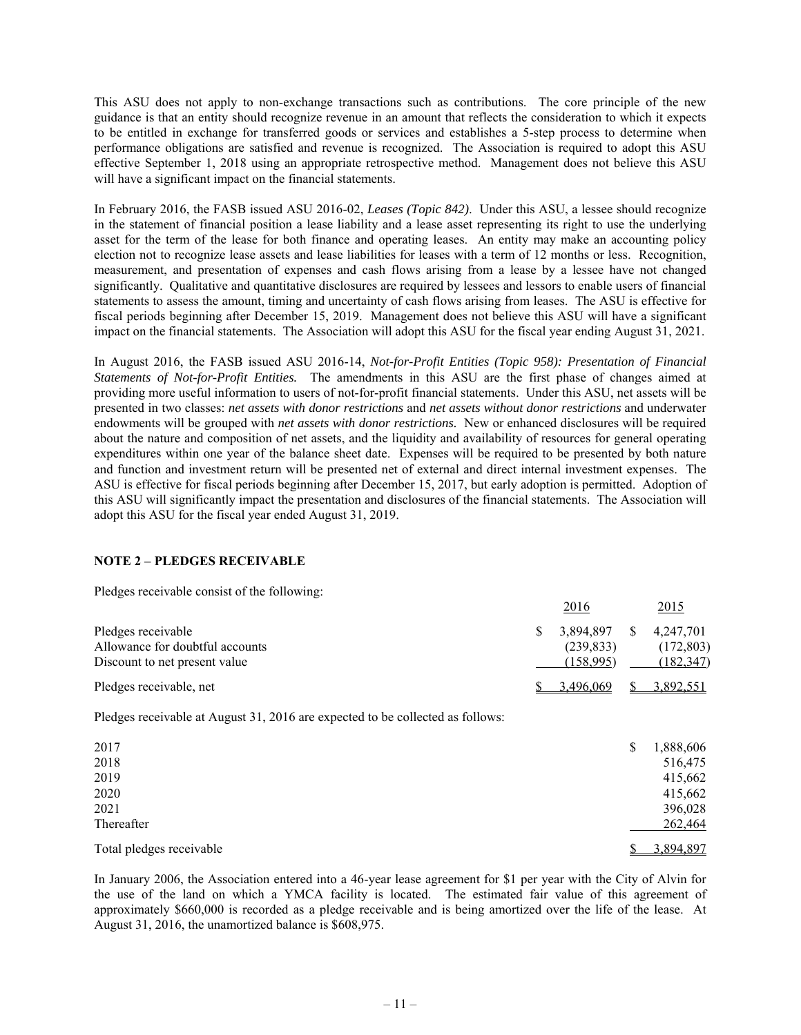This ASU does not apply to non-exchange transactions such as contributions. The core principle of the new guidance is that an entity should recognize revenue in an amount that reflects the consideration to which it expects to be entitled in exchange for transferred goods or services and establishes a 5-step process to determine when performance obligations are satisfied and revenue is recognized. The Association is required to adopt this ASU effective September 1, 2018 using an appropriate retrospective method. Management does not believe this ASU will have a significant impact on the financial statements.

In February 2016, the FASB issued ASU 2016-02, *Leases (Topic 842)*. Under this ASU, a lessee should recognize in the statement of financial position a lease liability and a lease asset representing its right to use the underlying asset for the term of the lease for both finance and operating leases. An entity may make an accounting policy election not to recognize lease assets and lease liabilities for leases with a term of 12 months or less. Recognition, measurement, and presentation of expenses and cash flows arising from a lease by a lessee have not changed significantly. Qualitative and quantitative disclosures are required by lessees and lessors to enable users of financial statements to assess the amount, timing and uncertainty of cash flows arising from leases. The ASU is effective for fiscal periods beginning after December 15, 2019. Management does not believe this ASU will have a significant impact on the financial statements. The Association will adopt this ASU for the fiscal year ending August 31, 2021.

In August 2016, the FASB issued ASU 2016-14, *Not-for-Profit Entities (Topic 958): Presentation of Financial Statements of Not-for-Profit Entities.* The amendments in this ASU are the first phase of changes aimed at providing more useful information to users of not-for-profit financial statements. Under this ASU, net assets will be presented in two classes: *net assets with donor restrictions* and *net assets without donor restrictions* and underwater endowments will be grouped with *net assets with donor restrictions.* New or enhanced disclosures will be required about the nature and composition of net assets, and the liquidity and availability of resources for general operating expenditures within one year of the balance sheet date. Expenses will be required to be presented by both nature and function and investment return will be presented net of external and direct internal investment expenses. The ASU is effective for fiscal periods beginning after December 15, 2017, but early adoption is permitted. Adoption of this ASU will significantly impact the presentation and disclosures of the financial statements. The Association will adopt this ASU for the fiscal year ended August 31, 2019.

## NOTE 2 – PLEDGES RECEIVABLE

Pledges receivable consist of the following:

| | 2016 | 2015 |
|---|---|---|
| Pledges receivable | $ 3,894,897 | $ 4,247,701 |
| Allowance for doubtful accounts | (239,833) | (172,803) |
| Discount to net present value | (158,995) | (182,347) |
| Pledges receivable, net | $ 3,496,069 | $ 3,892,551 |

Pledges receivable at August 31, 2016 are expected to be collected as follows:

| | |
|---|---|
| 2017 | $ 1,888,606 |
| 2018 | 516,475 |
| 2019 | 415,662 |
| 2020 | 415,662 |
| 2021 | 396,028 |
| Thereafter | 262,464 |
| Total pledges receivable | $ 3,894,897 |

In January 2006, the Association entered into a 46-year lease agreement for $1 per year with the City of Alvin for the use of the land on which a YMCA facility is located. The estimated fair value of this agreement of approximately $660,000 is recorded as a pledge receivable and is being amortized over the life of the lease. At August 31, 2016, the unamortized balance is $608,975.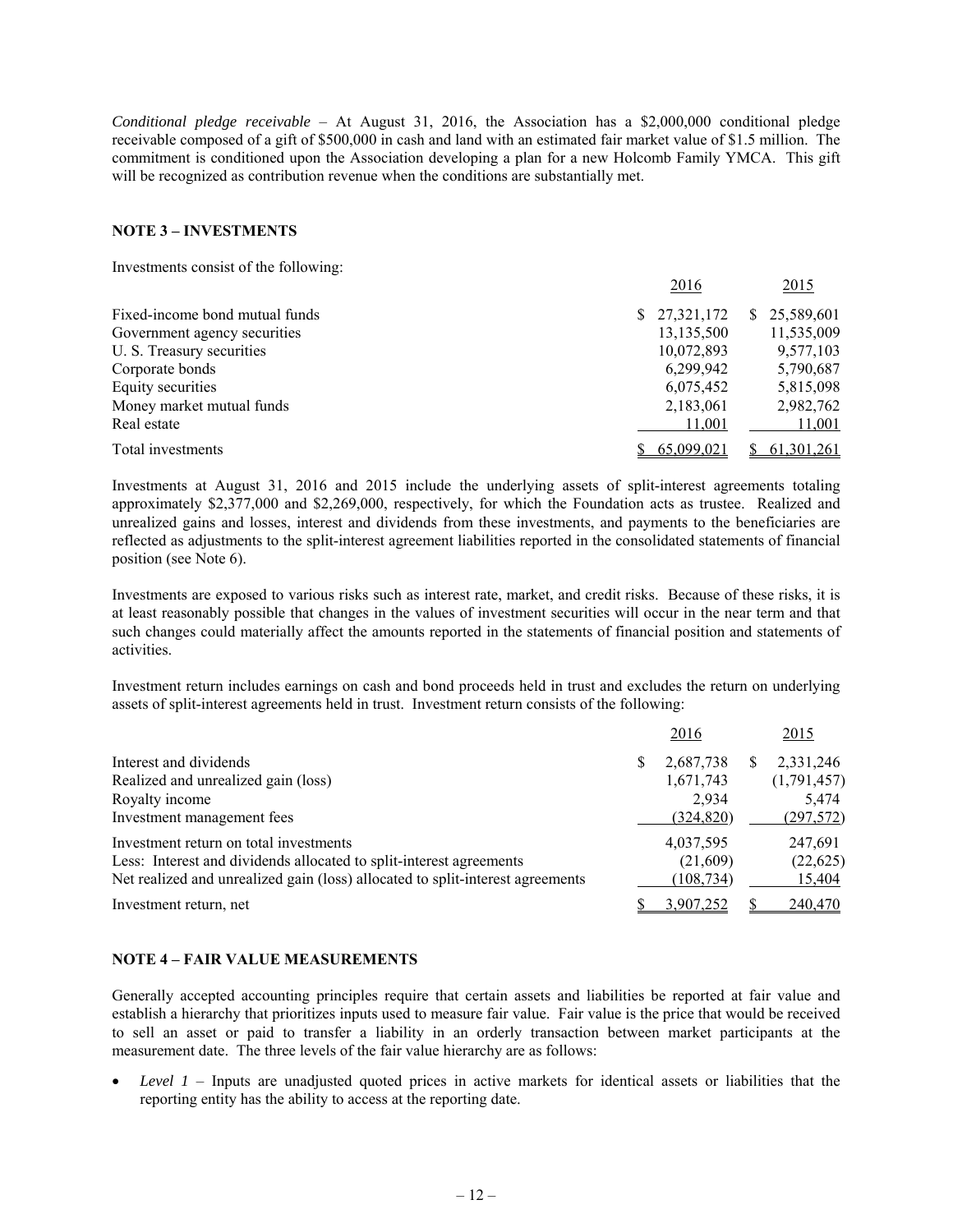*Conditional pledge receivable* – At August 31, 2016, the Association has a $2,000,000 conditional pledge receivable composed of a gift of $500,000 in cash and land with an estimated fair market value of $1.5 million. The commitment is conditioned upon the Association developing a plan for a new Holcomb Family YMCA. This gift will be recognized as contribution revenue when the conditions are substantially met.

## NOTE 3 – INVESTMENTS

Investments consist of the following:

| | 2016 | 2015 |
|---|---|---|
| Fixed-income bond mutual funds | $ 27,321,172 | $ 25,589,601 |
| Government agency securities | 13,135,500 | 11,535,009 |
| U. S. Treasury securities | 10,072,893 | 9,577,103 |
| Corporate bonds | 6,299,942 | 5,790,687 |
| Equity securities | 6,075,452 | 5,815,098 |
| Money market mutual funds | 2,183,061 | 2,982,762 |
| Real estate | 11,001 | 11,001 |
| Total investments | $ 65,099,021 | $ 61,301,261 |

Investments at August 31, 2016 and 2015 include the underlying assets of split-interest agreements totaling approximately $2,377,000 and $2,269,000, respectively, for which the Foundation acts as trustee. Realized and unrealized gains and losses, interest and dividends from these investments, and payments to the beneficiaries are reflected as adjustments to the split-interest agreement liabilities reported in the consolidated statements of financial position (see Note 6).

Investments are exposed to various risks such as interest rate, market, and credit risks. Because of these risks, it is at least reasonably possible that changes in the values of investment securities will occur in the near term and that such changes could materially affect the amounts reported in the statements of financial position and statements of activities.

Investment return includes earnings on cash and bond proceeds held in trust and excludes the return on underlying assets of split-interest agreements held in trust. Investment return consists of the following:

| | 2016 | 2015 |
|---|---|---|
| Interest and dividends | $ 2,687,738 | $ 2,331,246 |
| Realized and unrealized gain (loss) | 1,671,743 | (1,791,457) |
| Royalty income | 2,934 | 5,474 |
| Investment management fees | (324,820) | (297,572) |
| Investment return on total investments | 4,037,595 | 247,691 |
| Less: Interest and dividends allocated to split-interest agreements | (21,609) | (22,625) |
| Net realized and unrealized gain (loss) allocated to split-interest agreements | (108,734) | 15,404 |
| Investment return, net | $ 3,907,252 | $ 240,470 |

## NOTE 4 – FAIR VALUE MEASUREMENTS

Generally accepted accounting principles require that certain assets and liabilities be reported at fair value and establish a hierarchy that prioritizes inputs used to measure fair value. Fair value is the price that would be received to sell an asset or paid to transfer a liability in an orderly transaction between market participants at the measurement date. The three levels of the fair value hierarchy are as follows:

- *Level 1* – Inputs are unadjusted quoted prices in active markets for identical assets or liabilities that the reporting entity has the ability to access at the reporting date.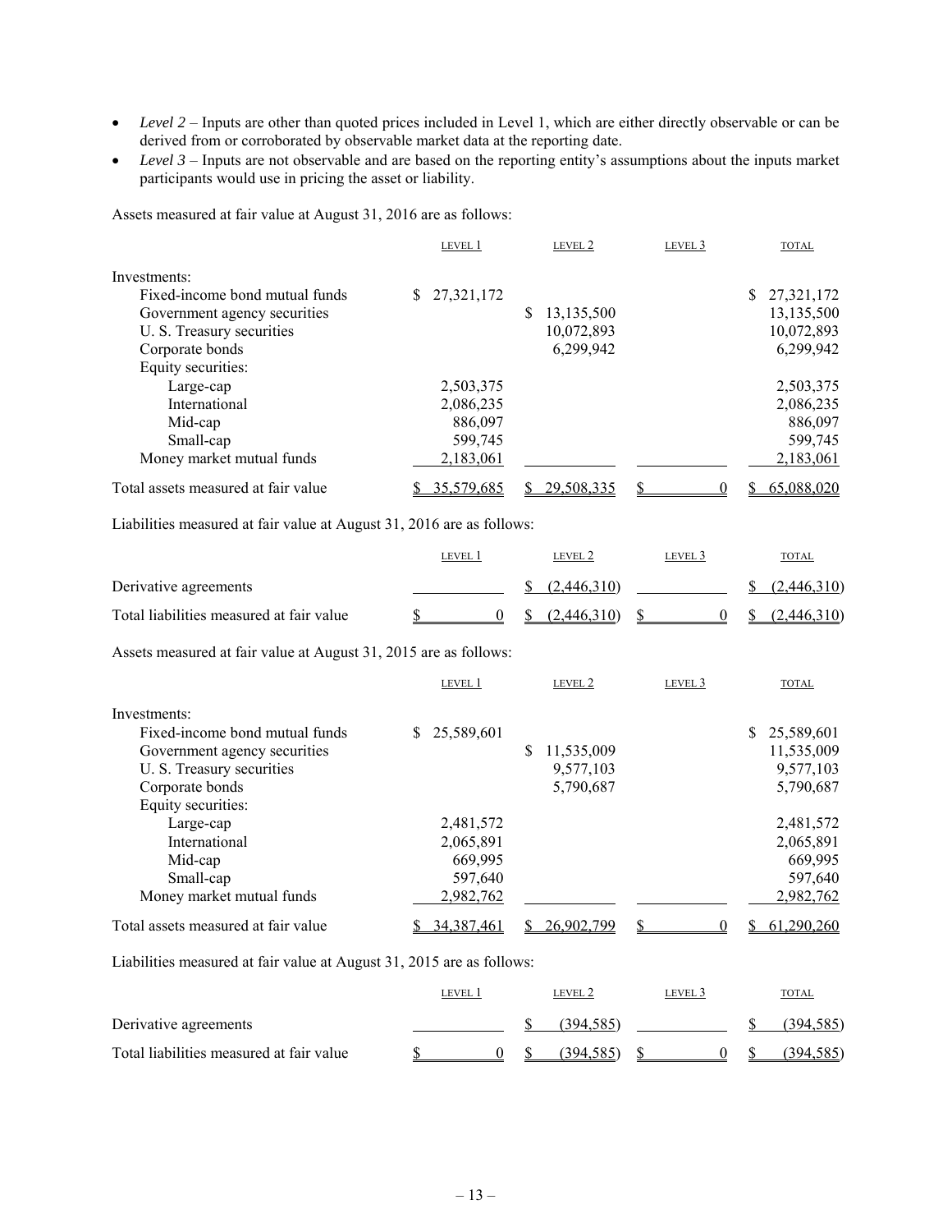- *Level 2* – Inputs are other than quoted prices included in Level 1, which are either directly observable or can be derived from or corroborated by observable market data at the reporting date.
- *Level 3* – Inputs are not observable and are based on the reporting entity's assumptions about the inputs market participants would use in pricing the asset or liability.

Assets measured at fair value at August 31, 2016 are as follows:

| | LEVEL 1 | LEVEL 2 | LEVEL 3 | TOTAL |
|---|---|---|---|---|
| Investments: | | | | |
| Fixed-income bond mutual funds | $ 27,321,172 | | | $ 27,321,172 |
| Government agency securities | | $ 13,135,500 | | 13,135,500 |
| U. S. Treasury securities | | 10,072,893 | | 10,072,893 |
| Corporate bonds | | 6,299,942 | | 6,299,942 |
| Equity securities: | | | | |
| Large-cap | 2,503,375 | | | 2,503,375 |
| International | 2,086,235 | | | 2,086,235 |
| Mid-cap | 886,097 | | | 886,097 |
| Small-cap | 599,745 | | | 599,745 |
| Money market mutual funds | 2,183,061 | | | 2,183,061 |
| Total assets measured at fair value | $ 35,579,685 | $ 29,508,335 | $ 0 | $ 65,088,020 |

Liabilities measured at fair value at August 31, 2016 are as follows:

| | LEVEL 1 | LEVEL 2 | LEVEL 3 | TOTAL |
|---|---|---|---|---|
| Derivative agreements | | $ (2,446,310) | | $ (2,446,310) |
| Total liabilities measured at fair value | $ 0 | $ (2,446,310) | $ 0 | $ (2,446,310) |

Assets measured at fair value at August 31, 2015 are as follows:

| | LEVEL 1 | LEVEL 2 | LEVEL 3 | TOTAL |
|---|---|---|---|---|
| Investments: | | | | |
| Fixed-income bond mutual funds | $ 25,589,601 | | | $ 25,589,601 |
| Government agency securities | | $ 11,535,009 | | 11,535,009 |
| U. S. Treasury securities | | 9,577,103 | | 9,577,103 |
| Corporate bonds | | 5,790,687 | | 5,790,687 |
| Equity securities: | | | | |
| Large-cap | 2,481,572 | | | 2,481,572 |
| International | 2,065,891 | | | 2,065,891 |
| Mid-cap | 669,995 | | | 669,995 |
| Small-cap | 597,640 | | | 597,640 |
| Money market mutual funds | 2,982,762 | | | 2,982,762 |
| Total assets measured at fair value | $ 34,387,461 | $ 26,902,799 | $ 0 | $ 61,290,260 |

Liabilities measured at fair value at August 31, 2015 are as follows:

| | LEVEL 1 | LEVEL 2 | LEVEL 3 | TOTAL |
|---|---|---|---|---|
| Derivative agreements | | $ (394,585) | | $ (394,585) |
| Total liabilities measured at fair value | $ 0 | $ (394,585) | $ 0 | $ (394,585) |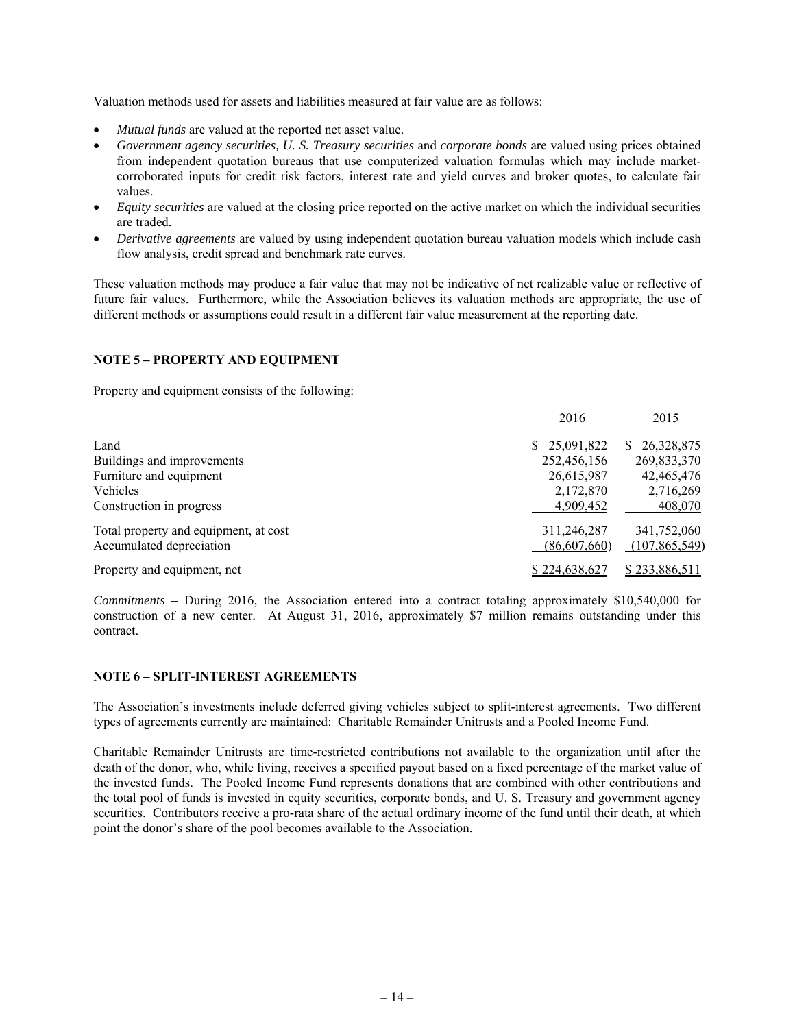Valuation methods used for assets and liabilities measured at fair value are as follows:

- *Mutual funds* are valued at the reported net asset value.
- *Government agency securities, U. S. Treasury securities* and *corporate bonds* are valued using prices obtained from independent quotation bureaus that use computerized valuation formulas which may include market-corroborated inputs for credit risk factors, interest rate and yield curves and broker quotes, to calculate fair values.
- *Equity securities* are valued at the closing price reported on the active market on which the individual securities are traded.
- *Derivative agreements* are valued by using independent quotation bureau valuation models which include cash flow analysis, credit spread and benchmark rate curves.

These valuation methods may produce a fair value that may not be indicative of net realizable value or reflective of future fair values. Furthermore, while the Association believes its valuation methods are appropriate, the use of different methods or assumptions could result in a different fair value measurement at the reporting date.

**NOTE 5 – PROPERTY AND EQUIPMENT**

Property and equipment consists of the following:

| | 2016 | 2015 |
|---|---|---|
| Land | $ 25,091,822 | $ 26,328,875 |
| Buildings and improvements | 252,456,156 | 269,833,370 |
| Furniture and equipment | 26,615,987 | 42,465,476 |
| Vehicles | 2,172,870 | 2,716,269 |
| Construction in progress | 4,909,452 | 408,070 |
| Total property and equipment, at cost | 311,246,287 | 341,752,060 |
| Accumulated depreciation | (86,607,660) | (107,865,549) |
| Property and equipment, net | $ 224,638,627 | $ 233,886,511 |

*Commitments* **–** During 2016, the Association entered into a contract totaling approximately $10,540,000 for construction of a new center. At August 31, 2016, approximately $7 million remains outstanding under this contract.

**NOTE 6 – SPLIT-INTEREST AGREEMENTS**

The Association's investments include deferred giving vehicles subject to split-interest agreements. Two different types of agreements currently are maintained: Charitable Remainder Unitrusts and a Pooled Income Fund.

Charitable Remainder Unitrusts are time-restricted contributions not available to the organization until after the death of the donor, who, while living, receives a specified payout based on a fixed percentage of the market value of the invested funds. The Pooled Income Fund represents donations that are combined with other contributions and the total pool of funds is invested in equity securities, corporate bonds, and U. S. Treasury and government agency securities. Contributors receive a pro-rata share of the actual ordinary income of the fund until their death, at which point the donor's share of the pool becomes available to the Association.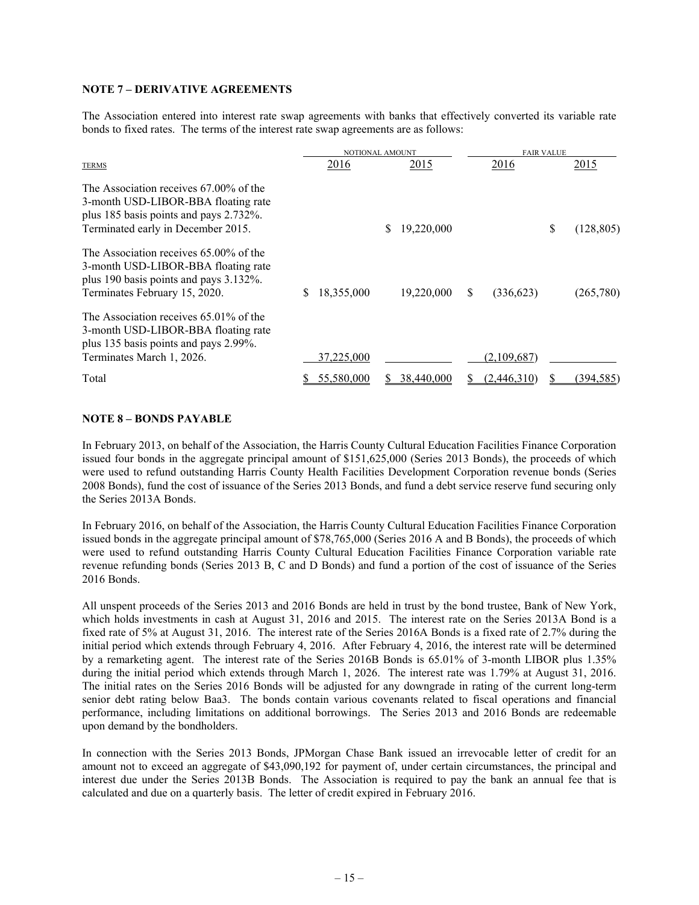## NOTE 7 – DERIVATIVE AGREEMENTS

The Association entered into interest rate swap agreements with banks that effectively converted its variable rate bonds to fixed rates. The terms of the interest rate swap agreements are as follows:

| | NOTIONAL AMOUNT | | FAIR VALUE | |
|---|---|---|---|---|
| TERMS | 2016 | 2015 | 2016 | 2015 |
| The Association receives 67.00% of the 3-month USD-LIBOR-BBA floating rate plus 185 basis points and pays 2.732%. Terminated early in December 2015. | | $ 19,220,000 | | $ (128,805) |
| The Association receives 65.00% of the 3-month USD-LIBOR-BBA floating rate plus 190 basis points and pays 3.132%. Terminates February 15, 2020. | $ 18,355,000 | 19,220,000 | $ (336,623) | (265,780) |
| The Association receives 65.01% of the 3-month USD-LIBOR-BBA floating rate plus 135 basis points and pays 2.99%. Terminates March 1, 2026. | 37,225,000 | | (2,109,687) | |
| Total | $ 55,580,000 | $ 38,440,000 | $ (2,446,310) | $ (394,585) |

## NOTE 8 – BONDS PAYABLE

In February 2013, on behalf of the Association, the Harris County Cultural Education Facilities Finance Corporation issued four bonds in the aggregate principal amount of $151,625,000 (Series 2013 Bonds), the proceeds of which were used to refund outstanding Harris County Health Facilities Development Corporation revenue bonds (Series 2008 Bonds), fund the cost of issuance of the Series 2013 Bonds, and fund a debt service reserve fund securing only the Series 2013A Bonds.

In February 2016, on behalf of the Association, the Harris County Cultural Education Facilities Finance Corporation issued bonds in the aggregate principal amount of $78,765,000 (Series 2016 A and B Bonds), the proceeds of which were used to refund outstanding Harris County Cultural Education Facilities Finance Corporation variable rate revenue refunding bonds (Series 2013 B, C and D Bonds) and fund a portion of the cost of issuance of the Series 2016 Bonds.

All unspent proceeds of the Series 2013 and 2016 Bonds are held in trust by the bond trustee, Bank of New York, which holds investments in cash at August 31, 2016 and 2015. The interest rate on the Series 2013A Bond is a fixed rate of 5% at August 31, 2016. The interest rate of the Series 2016A Bonds is a fixed rate of 2.7% during the initial period which extends through February 4, 2016. After February 4, 2016, the interest rate will be determined by a remarketing agent. The interest rate of the Series 2016B Bonds is 65.01% of 3-month LIBOR plus 1.35% during the initial period which extends through March 1, 2026. The interest rate was 1.79% at August 31, 2016. The initial rates on the Series 2016 Bonds will be adjusted for any downgrade in rating of the current long-term senior debt rating below Baa3. The bonds contain various covenants related to fiscal operations and financial performance, including limitations on additional borrowings. The Series 2013 and 2016 Bonds are redeemable upon demand by the bondholders.

In connection with the Series 2013 Bonds, JPMorgan Chase Bank issued an irrevocable letter of credit for an amount not to exceed an aggregate of $43,090,192 for payment of, under certain circumstances, the principal and interest due under the Series 2013B Bonds. The Association is required to pay the bank an annual fee that is calculated and due on a quarterly basis. The letter of credit expired in February 2016.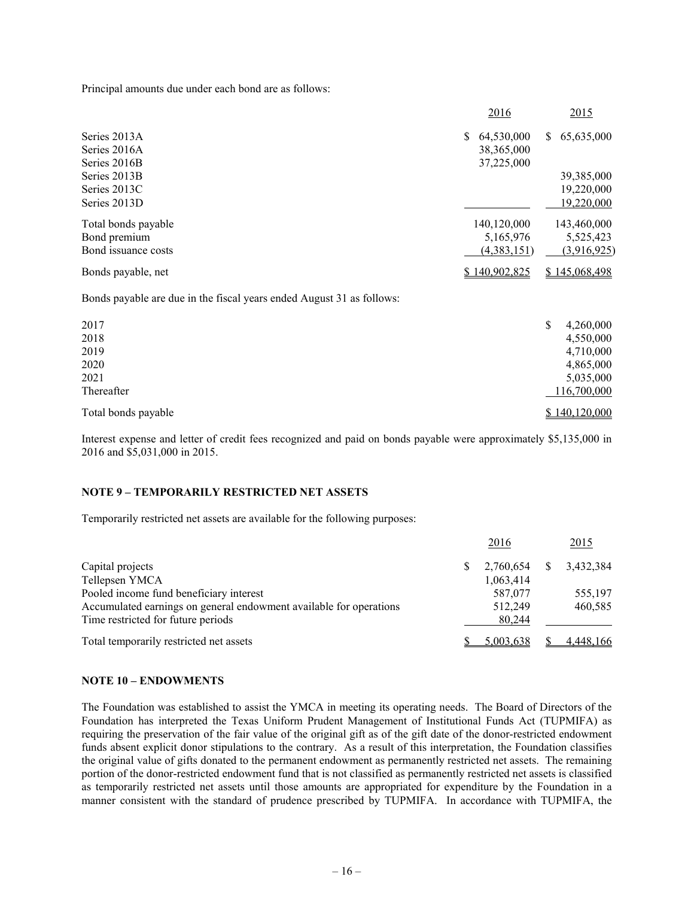Principal amounts due under each bond are as follows:

| | 2016 | 2015 |
|---|---|---|
| Series 2013A | $ 64,530,000 | $ 65,635,000 |
| Series 2016A | 38,365,000 | |
| Series 2016B | 37,225,000 | |
| Series 2013B | | 39,385,000 |
| Series 2013C | | 19,220,000 |
| Series 2013D | | 19,220,000 |
| Total bonds payable | 140,120,000 | 143,460,000 |
| Bond premium | 5,165,976 | 5,525,423 |
| Bond issuance costs | (4,383,151) | (3,916,925) |
| Bonds payable, net | $ 140,902,825 | $ 145,068,498 |

Bonds payable are due in the fiscal years ended August 31 as follows:

| | |
|---|---|
| 2017 | $ 4,260,000 |
| 2018 | 4,550,000 |
| 2019 | 4,710,000 |
| 2020 | 4,865,000 |
| 2021 | 5,035,000 |
| Thereafter | 116,700,000 |
| Total bonds payable | $ 140,120,000 |

Interest expense and letter of credit fees recognized and paid on bonds payable were approximately $5,135,000 in 2016 and $5,031,000 in 2015.

**NOTE 9 – TEMPORARILY RESTRICTED NET ASSETS**

Temporarily restricted net assets are available for the following purposes:

| | 2016 | 2015 |
|---|---|---|
| Capital projects | $ 2,760,654 | $ 3,432,384 |
| Tellepsen YMCA | 1,063,414 | |
| Pooled income fund beneficiary interest | 587,077 | 555,197 |
| Accumulated earnings on general endowment available for operations | 512,249 | 460,585 |
| Time restricted for future periods | 80,244 | |
| Total temporarily restricted net assets | $ 5,003,638 | $ 4,448,166 |

**NOTE 10 – ENDOWMENTS**

The Foundation was established to assist the YMCA in meeting its operating needs. The Board of Directors of the Foundation has interpreted the Texas Uniform Prudent Management of Institutional Funds Act (TUPMIFA) as requiring the preservation of the fair value of the original gift as of the gift date of the donor-restricted endowment funds absent explicit donor stipulations to the contrary. As a result of this interpretation, the Foundation classifies the original value of gifts donated to the permanent endowment as permanently restricted net assets. The remaining portion of the donor-restricted endowment fund that is not classified as permanently restricted net assets is classified as temporarily restricted net assets until those amounts are appropriated for expenditure by the Foundation in a manner consistent with the standard of prudence prescribed by TUPMIFA. In accordance with TUPMIFA, the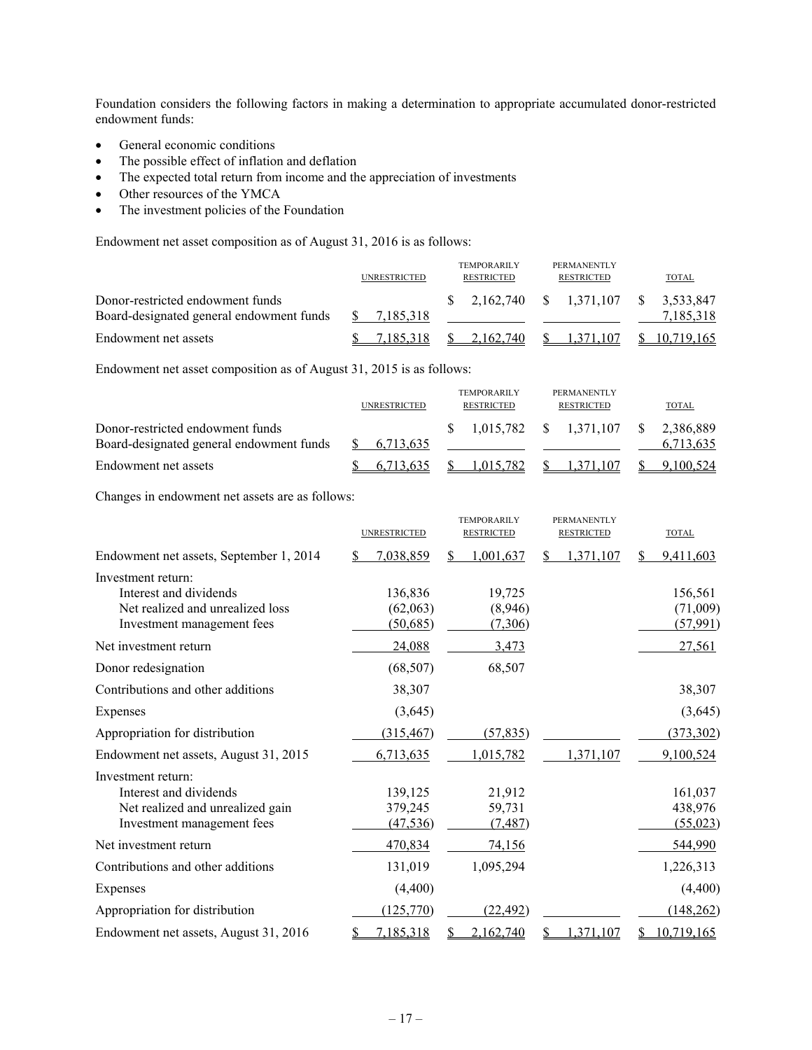Foundation considers the following factors in making a determination to appropriate accumulated donor-restricted endowment funds:

- General economic conditions
- The possible effect of inflation and deflation
- The expected total return from income and the appreciation of investments
- Other resources of the YMCA
- The investment policies of the Foundation

Endowment net asset composition as of August 31, 2016 is as follows:

| | UNRESTRICTED | TEMPORARILY RESTRICTED | PERMANENTLY RESTRICTED | TOTAL |
|---|---|---|---|---|
| Donor-restricted endowment funds | | $ 2,162,740 | $ 1,371,107 | $ 3,533,847 |
| Board-designated general endowment funds | $ 7,185,318 | | | 7,185,318 |
| Endowment net assets | $ 7,185,318 | $ 2,162,740 | $ 1,371,107 | $ 10,719,165 |

Endowment net asset composition as of August 31, 2015 is as follows:

| | UNRESTRICTED | TEMPORARILY RESTRICTED | PERMANENTLY RESTRICTED | TOTAL |
|---|---|---|---|---|
| Donor-restricted endowment funds | | $ 1,015,782 | $ 1,371,107 | $ 2,386,889 |
| Board-designated general endowment funds | $ 6,713,635 | | | 6,713,635 |
| Endowment net assets | $ 6,713,635 | $ 1,015,782 | $ 1,371,107 | $ 9,100,524 |

Changes in endowment net assets are as follows:

| | UNRESTRICTED | TEMPORARILY RESTRICTED | PERMANENTLY RESTRICTED | TOTAL |
|---|---|---|---|---|
| Endowment net assets, September 1, 2014 | $ 7,038,859 | $ 1,001,637 | $ 1,371,107 | $ 9,411,603 |
| Investment return: | | | | |
| Interest and dividends | 136,836 | 19,725 | | 156,561 |
| Net realized and unrealized loss | (62,063) | (8,946) | | (71,009) |
| Investment management fees | (50,685) | (7,306) | | (57,991) |
| Net investment return | 24,088 | 3,473 | | 27,561 |
| Donor redesignation | (68,507) | 68,507 | | |
| Contributions and other additions | 38,307 | | | 38,307 |
| Expenses | (3,645) | | | (3,645) |
| Appropriation for distribution | (315,467) | (57,835) | | (373,302) |
| Endowment net assets, August 31, 2015 | 6,713,635 | 1,015,782 | 1,371,107 | 9,100,524 |
| Investment return: | | | | |
| Interest and dividends | 139,125 | 21,912 | | 161,037 |
| Net realized and unrealized gain | 379,245 | 59,731 | | 438,976 |
| Investment management fees | (47,536) | (7,487) | | (55,023) |
| Net investment return | 470,834 | 74,156 | | 544,990 |
| Contributions and other additions | 131,019 | 1,095,294 | | 1,226,313 |
| Expenses | (4,400) | | | (4,400) |
| Appropriation for distribution | (125,770) | (22,492) | | (148,262) |
| Endowment net assets, August 31, 2016 | $ 7,185,318 | $ 2,162,740 | $ 1,371,107 | $ 10,719,165 |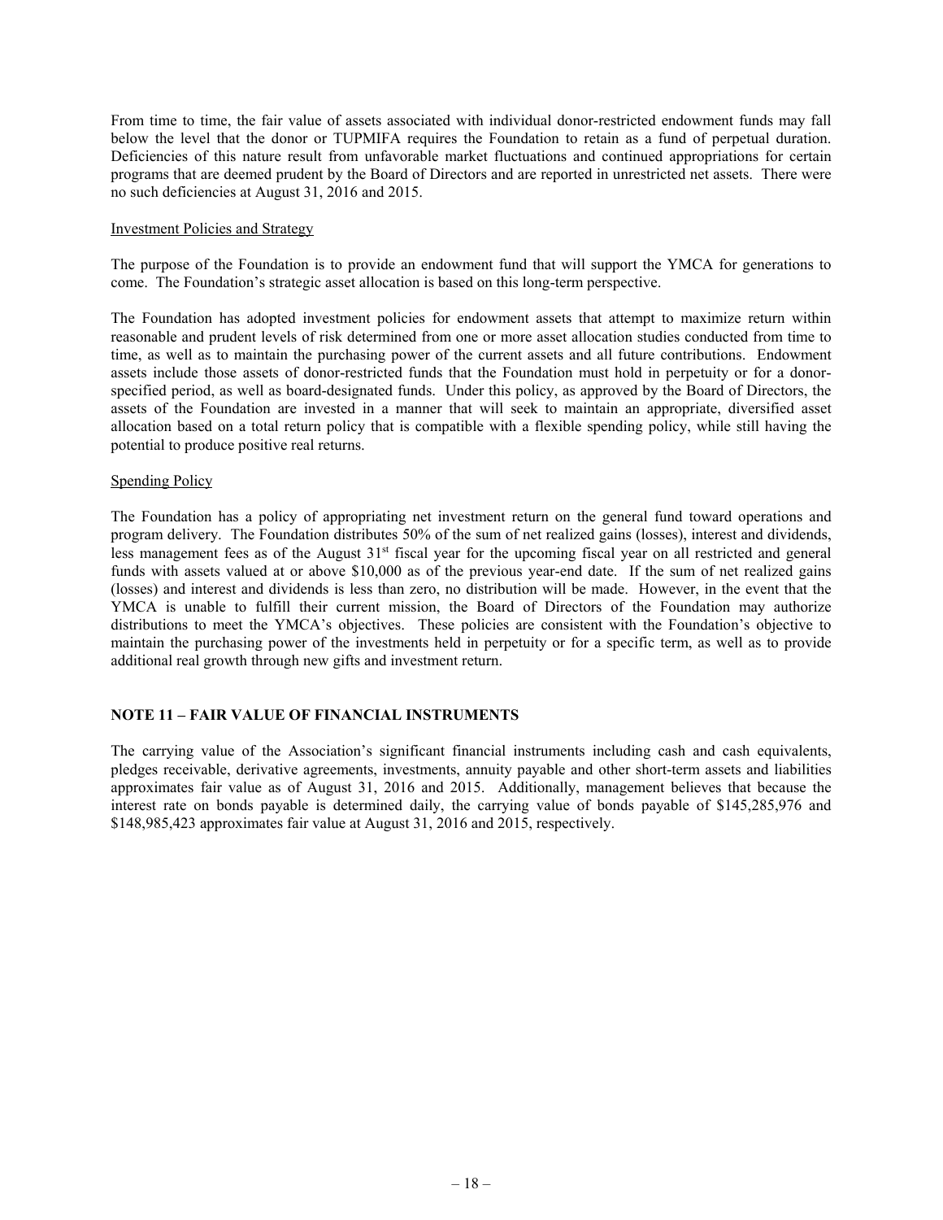From time to time, the fair value of assets associated with individual donor-restricted endowment funds may fall below the level that the donor or TUPMIFA requires the Foundation to retain as a fund of perpetual duration. Deficiencies of this nature result from unfavorable market fluctuations and continued appropriations for certain programs that are deemed prudent by the Board of Directors and are reported in unrestricted net assets. There were no such deficiencies at August 31, 2016 and 2015.

Investment Policies and Strategy

The purpose of the Foundation is to provide an endowment fund that will support the YMCA for generations to come. The Foundation's strategic asset allocation is based on this long-term perspective.

The Foundation has adopted investment policies for endowment assets that attempt to maximize return within reasonable and prudent levels of risk determined from one or more asset allocation studies conducted from time to time, as well as to maintain the purchasing power of the current assets and all future contributions. Endowment assets include those assets of donor-restricted funds that the Foundation must hold in perpetuity or for a donor-specified period, as well as board-designated funds. Under this policy, as approved by the Board of Directors, the assets of the Foundation are invested in a manner that will seek to maintain an appropriate, diversified asset allocation based on a total return policy that is compatible with a flexible spending policy, while still having the potential to produce positive real returns.

Spending Policy

The Foundation has a policy of appropriating net investment return on the general fund toward operations and program delivery. The Foundation distributes 50% of the sum of net realized gains (losses), interest and dividends, less management fees as of the August 31st fiscal year for the upcoming fiscal year on all restricted and general funds with assets valued at or above $10,000 as of the previous year-end date. If the sum of net realized gains (losses) and interest and dividends is less than zero, no distribution will be made. However, in the event that the YMCA is unable to fulfill their current mission, the Board of Directors of the Foundation may authorize distributions to meet the YMCA's objectives. These policies are consistent with the Foundation's objective to maintain the purchasing power of the investments held in perpetuity or for a specific term, as well as to provide additional real growth through new gifts and investment return.

## NOTE 11 – FAIR VALUE OF FINANCIAL INSTRUMENTS

The carrying value of the Association's significant financial instruments including cash and cash equivalents, pledges receivable, derivative agreements, investments, annuity payable and other short-term assets and liabilities approximates fair value as of August 31, 2016 and 2015. Additionally, management believes that because the interest rate on bonds payable is determined daily, the carrying value of bonds payable of $145,285,976 and $148,985,423 approximates fair value at August 31, 2016 and 2015, respectively.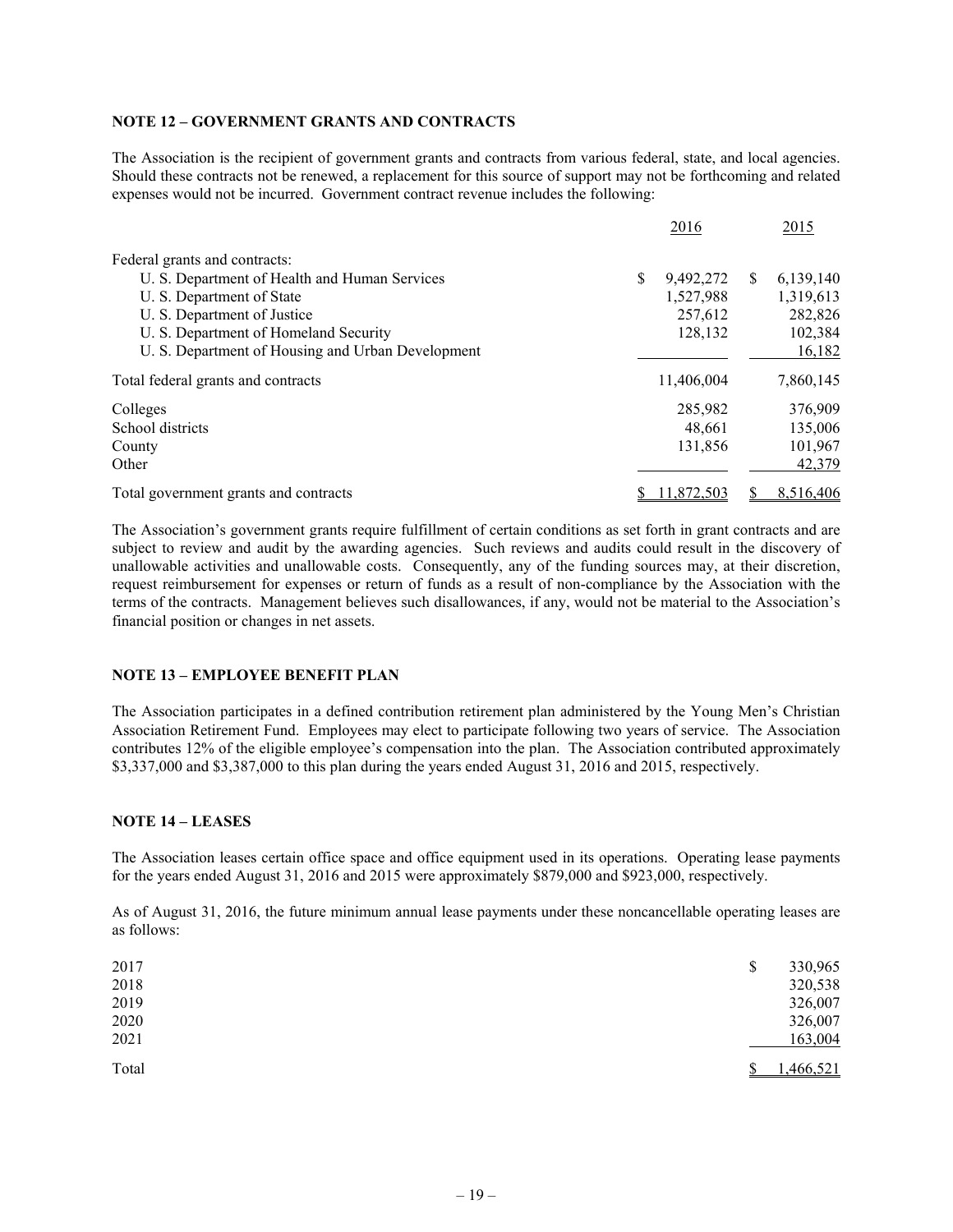**NOTE 12 – GOVERNMENT GRANTS AND CONTRACTS**

The Association is the recipient of government grants and contracts from various federal, state, and local agencies. Should these contracts not be renewed, a replacement for this source of support may not be forthcoming and related expenses would not be incurred. Government contract revenue includes the following:

| | 2016 | 2015 |
|---|---|---|
| Federal grants and contracts: | | |
| U. S. Department of Health and Human Services | $ 9,492,272 | $ 6,139,140 |
| U. S. Department of State | 1,527,988 | 1,319,613 |
| U. S. Department of Justice | 257,612 | 282,826 |
| U. S. Department of Homeland Security | 128,132 | 102,384 |
| U. S. Department of Housing and Urban Development | | 16,182 |
| Total federal grants and contracts | 11,406,004 | 7,860,145 |
| Colleges | 285,982 | 376,909 |
| School districts | 48,661 | 135,006 |
| County | 131,856 | 101,967 |
| Other | | 42,379 |
| Total government grants and contracts | $ 11,872,503 | $ 8,516,406 |

The Association's government grants require fulfillment of certain conditions as set forth in grant contracts and are subject to review and audit by the awarding agencies. Such reviews and audits could result in the discovery of unallowable activities and unallowable costs. Consequently, any of the funding sources may, at their discretion, request reimbursement for expenses or return of funds as a result of non-compliance by the Association with the terms of the contracts. Management believes such disallowances, if any, would not be material to the Association's financial position or changes in net assets.

**NOTE 13 – EMPLOYEE BENEFIT PLAN**

The Association participates in a defined contribution retirement plan administered by the Young Men's Christian Association Retirement Fund. Employees may elect to participate following two years of service. The Association contributes 12% of the eligible employee's compensation into the plan. The Association contributed approximately $3,337,000 and $3,387,000 to this plan during the years ended August 31, 2016 and 2015, respectively.

**NOTE 14 – LEASES**

The Association leases certain office space and office equipment used in its operations. Operating lease payments for the years ended August 31, 2016 and 2015 were approximately $879,000 and $923,000, respectively.

As of August 31, 2016, the future minimum annual lease payments under these noncancellable operating leases are as follows:

| | |
|---|---|
| 2017 | $ 330,965 |
| 2018 | 320,538 |
| 2019 | 326,007 |
| 2020 | 326,007 |
| 2021 | 163,004 |
| Total | $ 1,466,521 |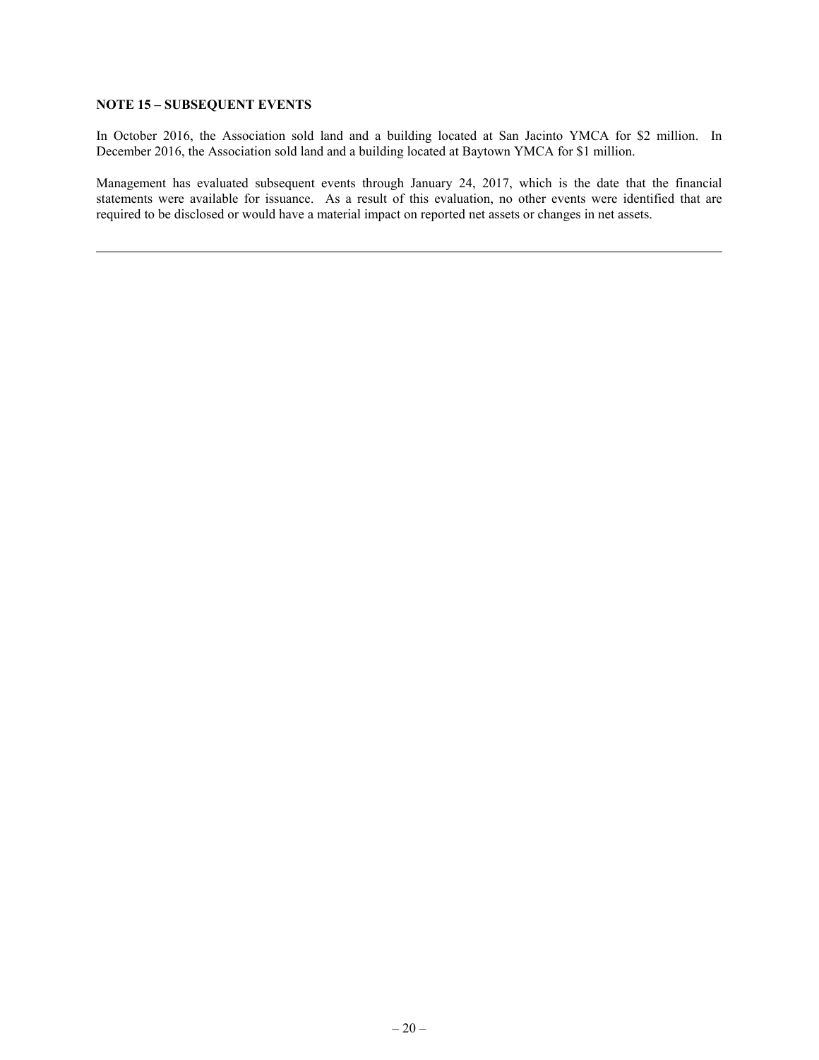**NOTE 15 – SUBSEQUENT EVENTS**

In October 2016, the Association sold land and a building located at San Jacinto YMCA for $2 million. In December 2016, the Association sold land and a building located at Baytown YMCA for $1 million.

Management has evaluated subsequent events through January 24, 2017, which is the date that the financial statements were available for issuance. As a result of this evaluation, no other events were identified that are required to be disclosed or would have a material impact on reported net assets or changes in net assets.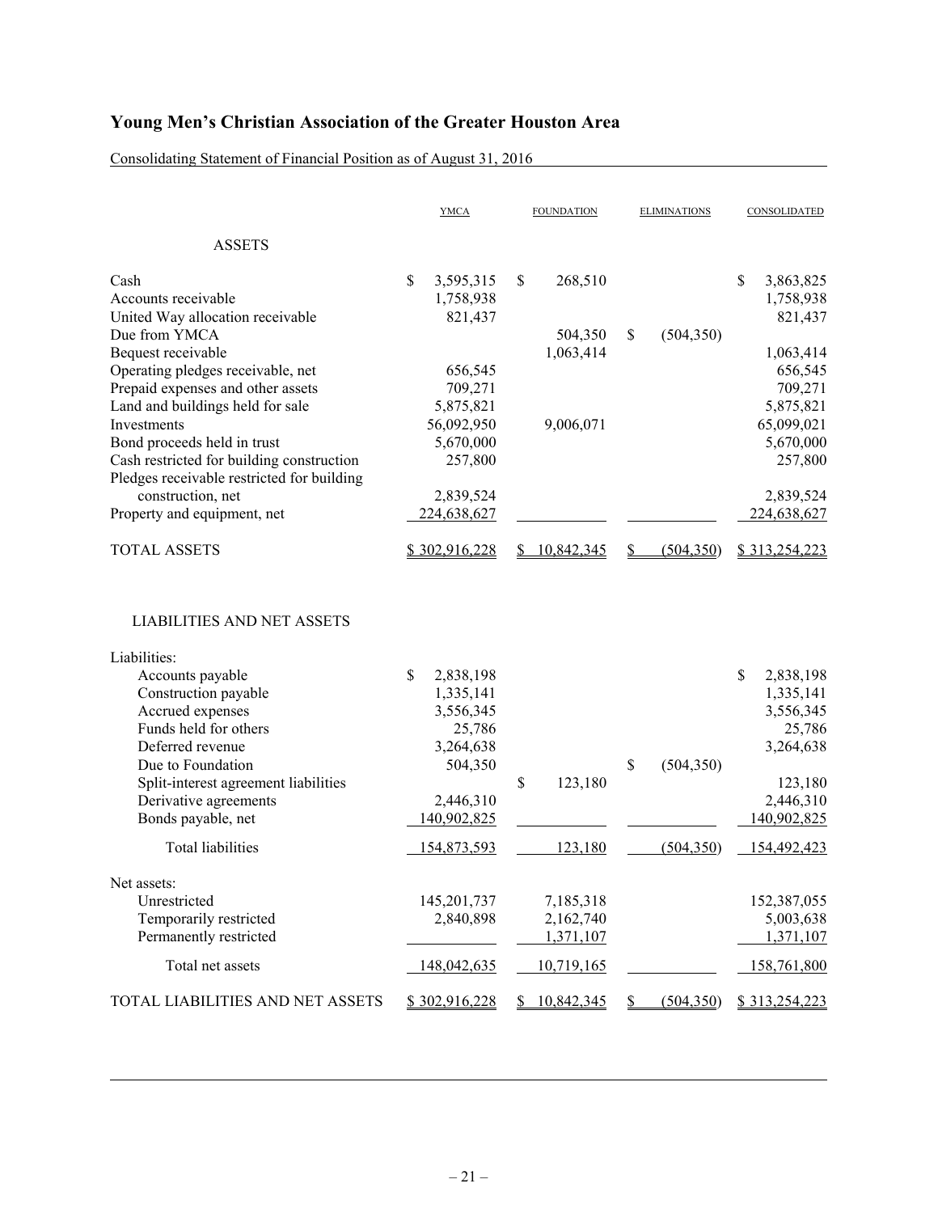# Young Men's Christian Association of the Greater Houston Area

Consolidating Statement of Financial Position as of August 31, 2016

| | YMCA | FOUNDATION | ELIMINATIONS | CONSOLIDATED |
|---|---|---|---|---|
| **ASSETS** | | | | |
| Cash | $ 3,595,315 | $ 268,510 | | $ 3,863,825 |
| Accounts receivable | 1,758,938 | | | 1,758,938 |
| United Way allocation receivable | 821,437 | | | 821,437 |
| Due from YMCA | | 504,350 | $ (504,350) | |
| Bequest receivable | | 1,063,414 | | 1,063,414 |
| Operating pledges receivable, net | 656,545 | | | 656,545 |
| Prepaid expenses and other assets | 709,271 | | | 709,271 |
| Land and buildings held for sale | 5,875,821 | | | 5,875,821 |
| Investments | 56,092,950 | 9,006,071 | | 65,099,021 |
| Bond proceeds held in trust | 5,670,000 | | | 5,670,000 |
| Cash restricted for building construction | 257,800 | | | 257,800 |
| Pledges receivable restricted for building construction, net | 2,839,524 | | | 2,839,524 |
| Property and equipment, net | 224,638,627 | | | 224,638,627 |
| TOTAL ASSETS | $ 302,916,228 | $ 10,842,345 | $ (504,350) | $ 313,254,223 |
| **LIABILITIES AND NET ASSETS** | | | | |
| Liabilities: | | | | |
| Accounts payable | $ 2,838,198 | | | $ 2,838,198 |
| Construction payable | 1,335,141 | | | 1,335,141 |
| Accrued expenses | 3,556,345 | | | 3,556,345 |
| Funds held for others | 25,786 | | | 25,786 |
| Deferred revenue | 3,264,638 | | | 3,264,638 |
| Due to Foundation | 504,350 | | $ (504,350) | |
| Split-interest agreement liabilities | | $ 123,180 | | 123,180 |
| Derivative agreements | 2,446,310 | | | 2,446,310 |
| Bonds payable, net | 140,902,825 | | | 140,902,825 |
| Total liabilities | 154,873,593 | 123,180 | (504,350) | 154,492,423 |
| Net assets: | | | | |
| Unrestricted | 145,201,737 | 7,185,318 | | 152,387,055 |
| Temporarily restricted | 2,840,898 | 2,162,740 | | 5,003,638 |
| Permanently restricted | | 1,371,107 | | 1,371,107 |
| Total net assets | 148,042,635 | 10,719,165 | | 158,761,800 |
| TOTAL LIABILITIES AND NET ASSETS | $ 302,916,228 | $ 10,842,345 | $ (504,350) | $ 313,254,223 |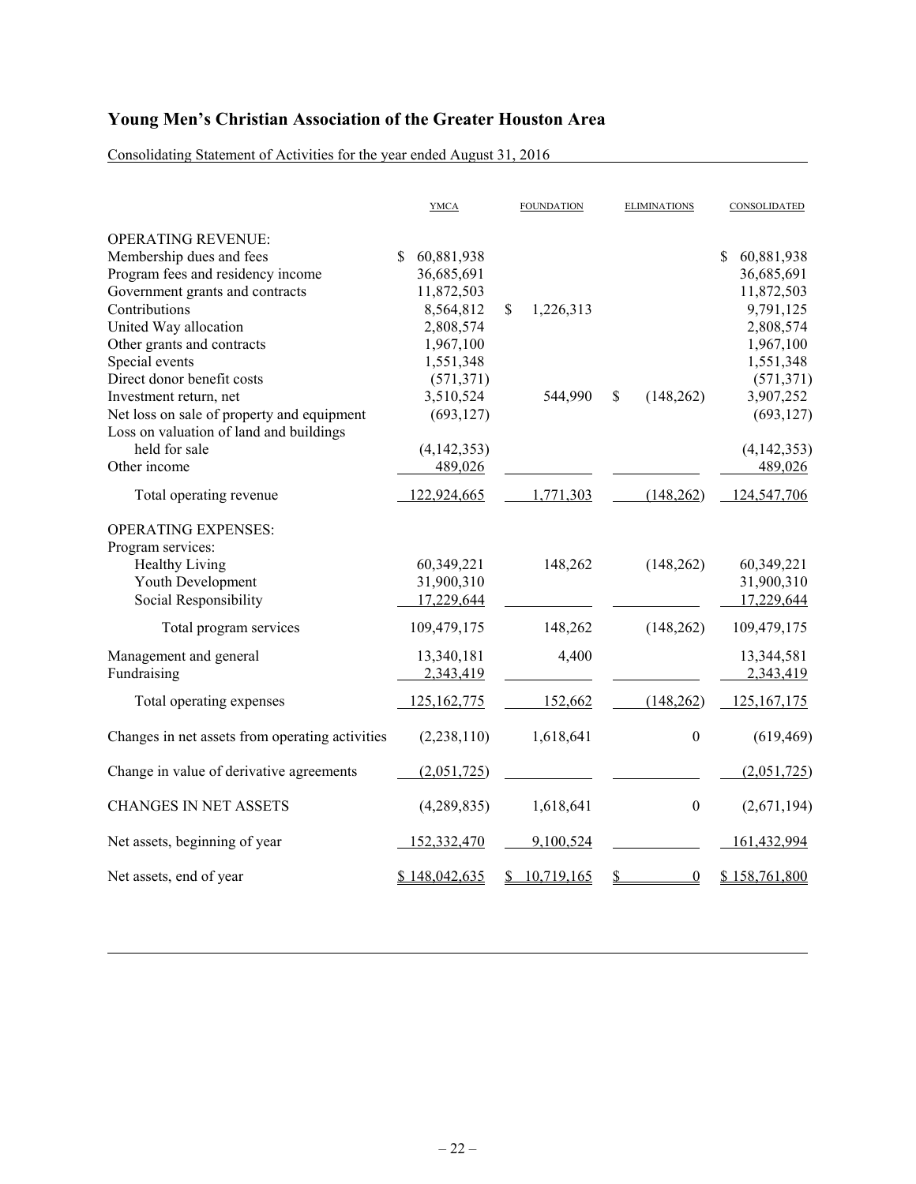# Young Men's Christian Association of the Greater Houston Area

Consolidating Statement of Activities for the year ended August 31, 2016

| | YMCA | FOUNDATION | ELIMINATIONS | CONSOLIDATED |
|---|---|---|---|---|
| OPERATING REVENUE: | | | | |
| Membership dues and fees | $ 60,881,938 | | | $ 60,881,938 |
| Program fees and residency income | 36,685,691 | | | 36,685,691 |
| Government grants and contracts | 11,872,503 | | | 11,872,503 |
| Contributions | 8,564,812 | $ 1,226,313 | | 9,791,125 |
| United Way allocation | 2,808,574 | | | 2,808,574 |
| Other grants and contracts | 1,967,100 | | | 1,967,100 |
| Special events | 1,551,348 | | | 1,551,348 |
| Direct donor benefit costs | (571,371) | | | (571,371) |
| Investment return, net | 3,510,524 | 544,990 | $ (148,262) | 3,907,252 |
| Net loss on sale of property and equipment | (693,127) | | | (693,127) |
| Loss on valuation of land and buildings held for sale | (4,142,353) | | | (4,142,353) |
| Other income | 489,026 | | | 489,026 |
| Total operating revenue | 122,924,665 | 1,771,303 | (148,262) | 124,547,706 |
| OPERATING EXPENSES: | | | | |
| Program services: | | | | |
| Healthy Living | 60,349,221 | 148,262 | (148,262) | 60,349,221 |
| Youth Development | 31,900,310 | | | 31,900,310 |
| Social Responsibility | 17,229,644 | | | 17,229,644 |
| Total program services | 109,479,175 | 148,262 | (148,262) | 109,479,175 |
| Management and general | 13,340,181 | 4,400 | | 13,344,581 |
| Fundraising | 2,343,419 | | | 2,343,419 |
| Total operating expenses | 125,162,775 | 152,662 | (148,262) | 125,167,175 |
| Changes in net assets from operating activities | (2,238,110) | 1,618,641 | 0 | (619,469) |
| Change in value of derivative agreements | (2,051,725) | | | (2,051,725) |
| CHANGES IN NET ASSETS | (4,289,835) | 1,618,641 | 0 | (2,671,194) |
| Net assets, beginning of year | 152,332,470 | 9,100,524 | | 161,432,994 |
| Net assets, end of year | $ 148,042,635 | $ 10,719,165 | $ 0 | $ 158,761,800 |